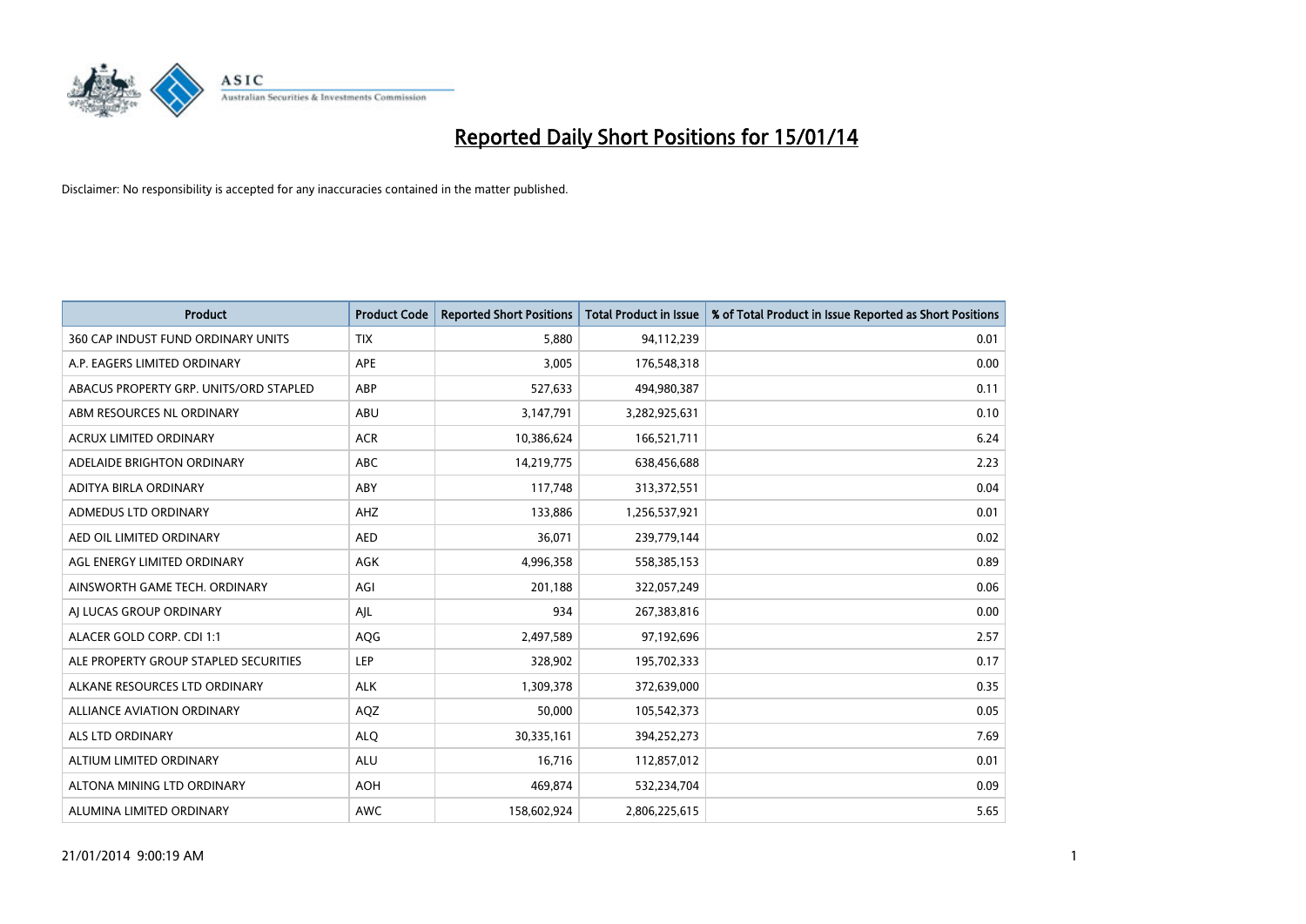# Reported Daily Short Positions for 15/01/14

Disclaimer: No responsibility is accepted for any inaccuracies contained in the matter published.

| Product | Product Code | Reported Short Positions | Total Product in Issue | % of Total Product in Issue Reported as Short Positions |
|---|---|---|---|---|
| 360 CAP INDUST FUND ORDINARY UNITS | TIX | 5,880 | 94,112,239 | 0.01 |
| A.P. EAGERS LIMITED ORDINARY | APE | 3,005 | 176,548,318 | 0.00 |
| ABACUS PROPERTY GRP. UNITS/ORD STAPLED | ABP | 527,633 | 494,980,387 | 0.11 |
| ABM RESOURCES NL ORDINARY | ABU | 3,147,791 | 3,282,925,631 | 0.10 |
| ACRUX LIMITED ORDINARY | ACR | 10,386,624 | 166,521,711 | 6.24 |
| ADELAIDE BRIGHTON ORDINARY | ABC | 14,219,775 | 638,456,688 | 2.23 |
| ADITYA BIRLA ORDINARY | ABY | 117,748 | 313,372,551 | 0.04 |
| ADMEDUS LTD ORDINARY | AHZ | 133,886 | 1,256,537,921 | 0.01 |
| AED OIL LIMITED ORDINARY | AED | 36,071 | 239,779,144 | 0.02 |
| AGL ENERGY LIMITED ORDINARY | AGK | 4,996,358 | 558,385,153 | 0.89 |
| AINSWORTH GAME TECH. ORDINARY | AGI | 201,188 | 322,057,249 | 0.06 |
| AJ LUCAS GROUP ORDINARY | AJL | 934 | 267,383,816 | 0.00 |
| ALACER GOLD CORP. CDI 1:1 | AQG | 2,497,589 | 97,192,696 | 2.57 |
| ALE PROPERTY GROUP STAPLED SECURITIES | LEP | 328,902 | 195,702,333 | 0.17 |
| ALKANE RESOURCES LTD ORDINARY | ALK | 1,309,378 | 372,639,000 | 0.35 |
| ALLIANCE AVIATION ORDINARY | AQZ | 50,000 | 105,542,373 | 0.05 |
| ALS LTD ORDINARY | ALQ | 30,335,161 | 394,252,273 | 7.69 |
| ALTIUM LIMITED ORDINARY | ALU | 16,716 | 112,857,012 | 0.01 |
| ALTONA MINING LTD ORDINARY | AOH | 469,874 | 532,234,704 | 0.09 |
| ALUMINA LIMITED ORDINARY | AWC | 158,602,924 | 2,806,225,615 | 5.65 |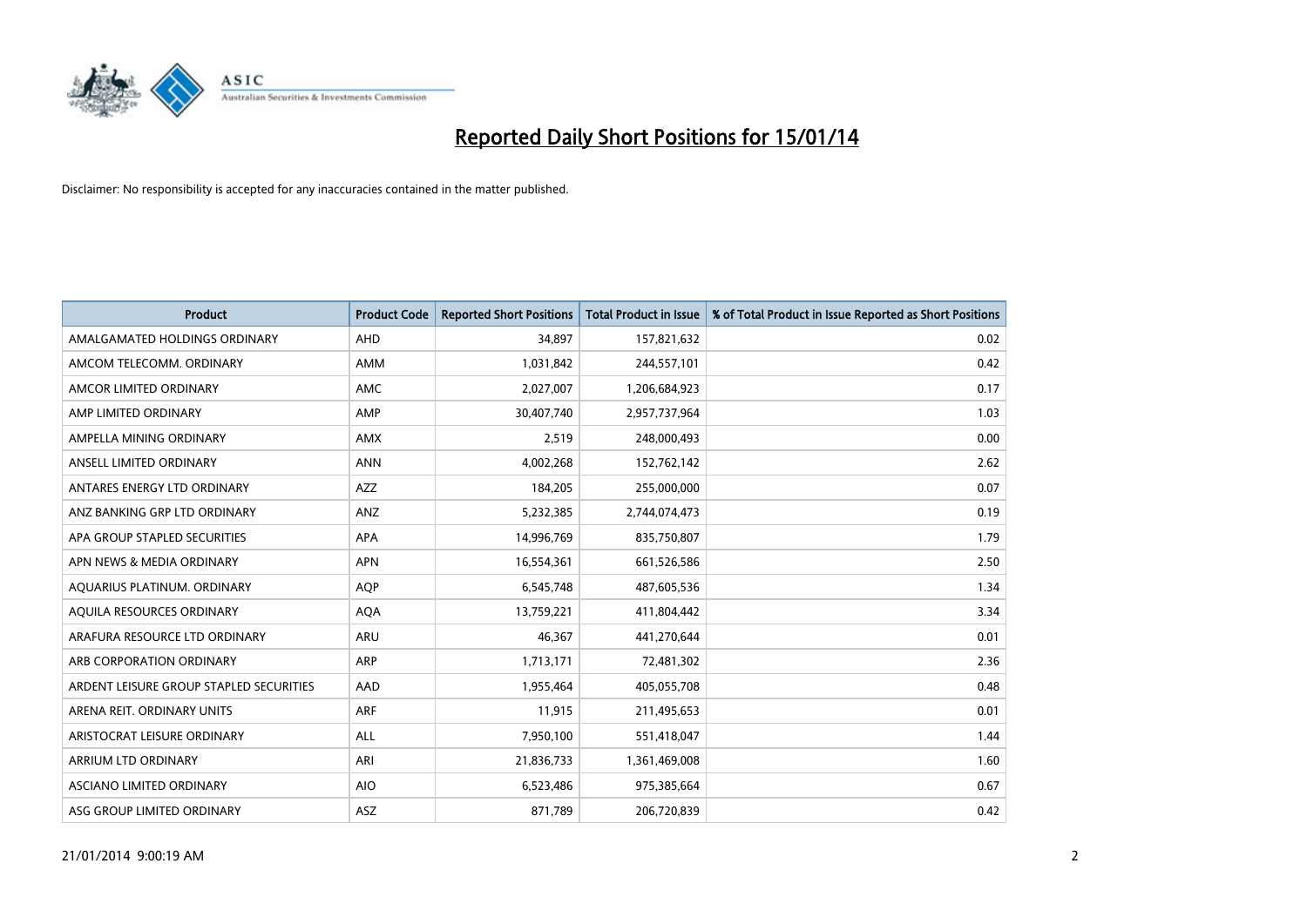# Reported Daily Short Positions for 15/01/14

Disclaimer: No responsibility is accepted for any inaccuracies contained in the matter published.

| Product | Product Code | Reported Short Positions | Total Product in Issue | % of Total Product in Issue Reported as Short Positions |
|---|---|---|---|---|
| AMALGAMATED HOLDINGS ORDINARY | AHD | 34,897 | 157,821,632 | 0.02 |
| AMCOM TELECOMM. ORDINARY | AMM | 1,031,842 | 244,557,101 | 0.42 |
| AMCOR LIMITED ORDINARY | AMC | 2,027,007 | 1,206,684,923 | 0.17 |
| AMP LIMITED ORDINARY | AMP | 30,407,740 | 2,957,737,964 | 1.03 |
| AMPELLA MINING ORDINARY | AMX | 2,519 | 248,000,493 | 0.00 |
| ANSELL LIMITED ORDINARY | ANN | 4,002,268 | 152,762,142 | 2.62 |
| ANTARES ENERGY LTD ORDINARY | AZZ | 184,205 | 255,000,000 | 0.07 |
| ANZ BANKING GRP LTD ORDINARY | ANZ | 5,232,385 | 2,744,074,473 | 0.19 |
| APA GROUP STAPLED SECURITIES | APA | 14,996,769 | 835,750,807 | 1.79 |
| APN NEWS & MEDIA ORDINARY | APN | 16,554,361 | 661,526,586 | 2.50 |
| AQUARIUS PLATINUM. ORDINARY | AQP | 6,545,748 | 487,605,536 | 1.34 |
| AQUILA RESOURCES ORDINARY | AQA | 13,759,221 | 411,804,442 | 3.34 |
| ARAFURA RESOURCE LTD ORDINARY | ARU | 46,367 | 441,270,644 | 0.01 |
| ARB CORPORATION ORDINARY | ARP | 1,713,171 | 72,481,302 | 2.36 |
| ARDENT LEISURE GROUP STAPLED SECURITIES | AAD | 1,955,464 | 405,055,708 | 0.48 |
| ARENA REIT. ORDINARY UNITS | ARF | 11,915 | 211,495,653 | 0.01 |
| ARISTOCRAT LEISURE ORDINARY | ALL | 7,950,100 | 551,418,047 | 1.44 |
| ARRIUM LTD ORDINARY | ARI | 21,836,733 | 1,361,469,008 | 1.60 |
| ASCIANO LIMITED ORDINARY | AIO | 6,523,486 | 975,385,664 | 0.67 |
| ASG GROUP LIMITED ORDINARY | ASZ | 871,789 | 206,720,839 | 0.42 |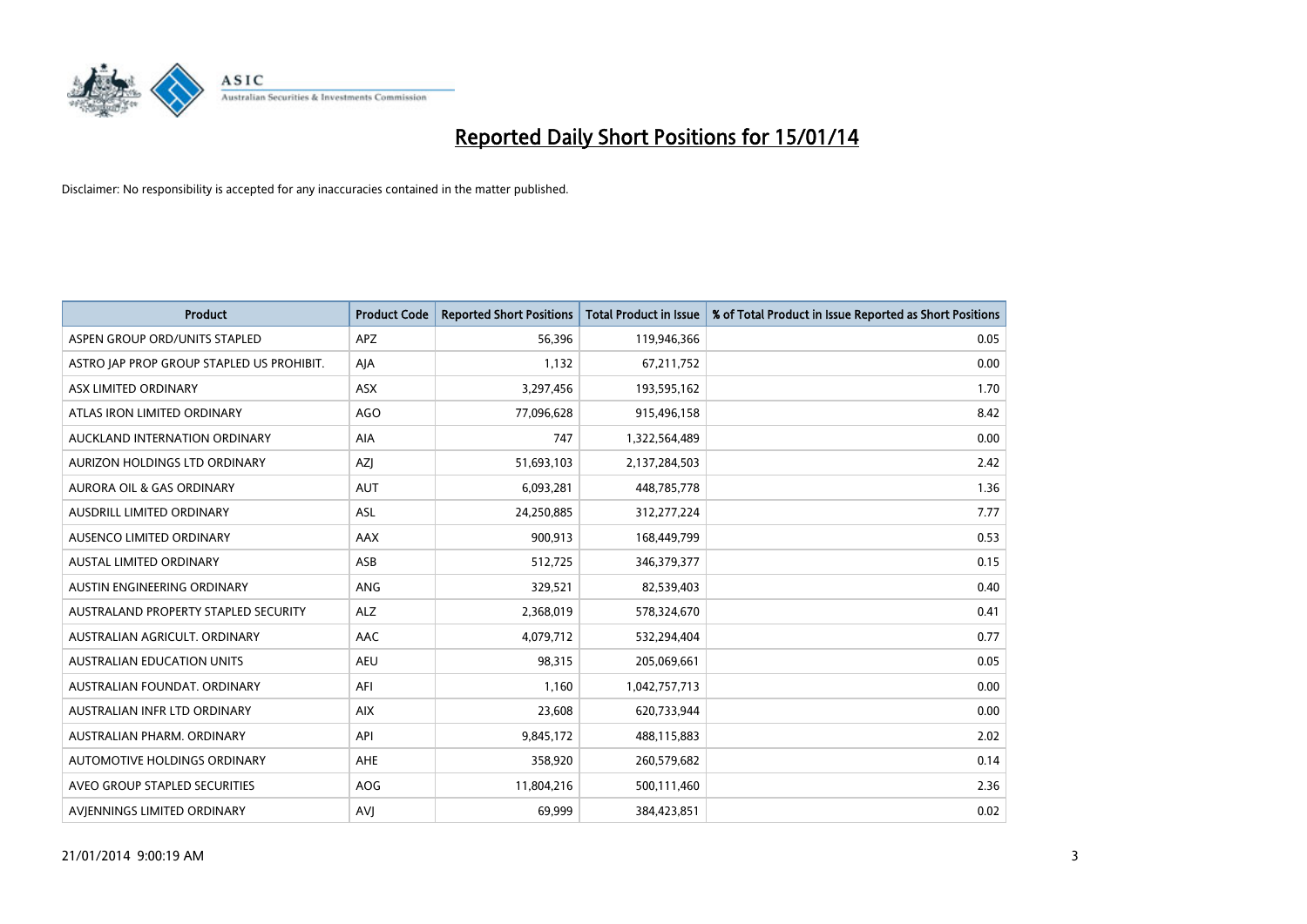# Reported Daily Short Positions for 15/01/14

Disclaimer: No responsibility is accepted for any inaccuracies contained in the matter published.

| Product | Product Code | Reported Short Positions | Total Product in Issue | % of Total Product in Issue Reported as Short Positions |
|---|---|---|---|---|
| ASPEN GROUP ORD/UNITS STAPLED | APZ | 56,396 | 119,946,366 | 0.05 |
| ASTRO JAP PROP GROUP STAPLED US PROHIBIT. | AJA | 1,132 | 67,211,752 | 0.00 |
| ASX LIMITED ORDINARY | ASX | 3,297,456 | 193,595,162 | 1.70 |
| ATLAS IRON LIMITED ORDINARY | AGO | 77,096,628 | 915,496,158 | 8.42 |
| AUCKLAND INTERNATION ORDINARY | AIA | 747 | 1,322,564,489 | 0.00 |
| AURIZON HOLDINGS LTD ORDINARY | AZJ | 51,693,103 | 2,137,284,503 | 2.42 |
| AURORA OIL & GAS ORDINARY | AUT | 6,093,281 | 448,785,778 | 1.36 |
| AUSDRILL LIMITED ORDINARY | ASL | 24,250,885 | 312,277,224 | 7.77 |
| AUSENCO LIMITED ORDINARY | AAX | 900,913 | 168,449,799 | 0.53 |
| AUSTAL LIMITED ORDINARY | ASB | 512,725 | 346,379,377 | 0.15 |
| AUSTIN ENGINEERING ORDINARY | ANG | 329,521 | 82,539,403 | 0.40 |
| AUSTRALAND PROPERTY STAPLED SECURITY | ALZ | 2,368,019 | 578,324,670 | 0.41 |
| AUSTRALIAN AGRICULT. ORDINARY | AAC | 4,079,712 | 532,294,404 | 0.77 |
| AUSTRALIAN EDUCATION UNITS | AEU | 98,315 | 205,069,661 | 0.05 |
| AUSTRALIAN FOUNDAT. ORDINARY | AFI | 1,160 | 1,042,757,713 | 0.00 |
| AUSTRALIAN INFR LTD ORDINARY | AIX | 23,608 | 620,733,944 | 0.00 |
| AUSTRALIAN PHARM. ORDINARY | API | 9,845,172 | 488,115,883 | 2.02 |
| AUTOMOTIVE HOLDINGS ORDINARY | AHE | 358,920 | 260,579,682 | 0.14 |
| AVEO GROUP STAPLED SECURITIES | AOG | 11,804,216 | 500,111,460 | 2.36 |
| AVJENNINGS LIMITED ORDINARY | AVJ | 69,999 | 384,423,851 | 0.02 |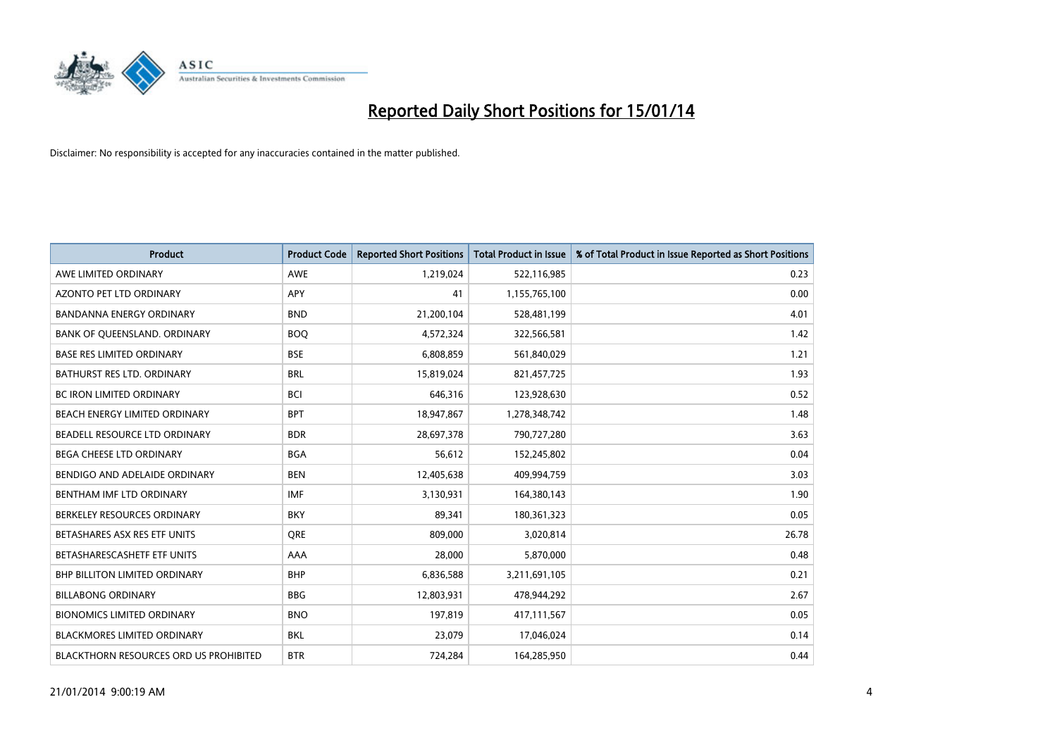# Reported Daily Short Positions for 15/01/14

Disclaimer: No responsibility is accepted for any inaccuracies contained in the matter published.

| Product | Product Code | Reported Short Positions | Total Product in Issue | % of Total Product in Issue Reported as Short Positions |
|---|---|---|---|---|
| AWE LIMITED ORDINARY | AWE | 1,219,024 | 522,116,985 | 0.23 |
| AZONTO PET LTD ORDINARY | APY | 41 | 1,155,765,100 | 0.00 |
| BANDANNA ENERGY ORDINARY | BND | 21,200,104 | 528,481,199 | 4.01 |
| BANK OF QUEENSLAND. ORDINARY | BOQ | 4,572,324 | 322,566,581 | 1.42 |
| BASE RES LIMITED ORDINARY | BSE | 6,808,859 | 561,840,029 | 1.21 |
| BATHURST RES LTD. ORDINARY | BRL | 15,819,024 | 821,457,725 | 1.93 |
| BC IRON LIMITED ORDINARY | BCI | 646,316 | 123,928,630 | 0.52 |
| BEACH ENERGY LIMITED ORDINARY | BPT | 18,947,867 | 1,278,348,742 | 1.48 |
| BEADELL RESOURCE LTD ORDINARY | BDR | 28,697,378 | 790,727,280 | 3.63 |
| BEGA CHEESE LTD ORDINARY | BGA | 56,612 | 152,245,802 | 0.04 |
| BENDIGO AND ADELAIDE ORDINARY | BEN | 12,405,638 | 409,994,759 | 3.03 |
| BENTHAM IMF LTD ORDINARY | IMF | 3,130,931 | 164,380,143 | 1.90 |
| BERKELEY RESOURCES ORDINARY | BKY | 89,341 | 180,361,323 | 0.05 |
| BETASHARES ASX RES ETF UNITS | QRE | 809,000 | 3,020,814 | 26.78 |
| BETASHARESCASHETF ETF UNITS | AAA | 28,000 | 5,870,000 | 0.48 |
| BHP BILLITON LIMITED ORDINARY | BHP | 6,836,588 | 3,211,691,105 | 0.21 |
| BILLABONG ORDINARY | BBG | 12,803,931 | 478,944,292 | 2.67 |
| BIONOMICS LIMITED ORDINARY | BNO | 197,819 | 417,111,567 | 0.05 |
| BLACKMORES LIMITED ORDINARY | BKL | 23,079 | 17,046,024 | 0.14 |
| BLACKTHORN RESOURCES ORD US PROHIBITED | BTR | 724,284 | 164,285,950 | 0.44 |

21/01/2014 9:00:19 AM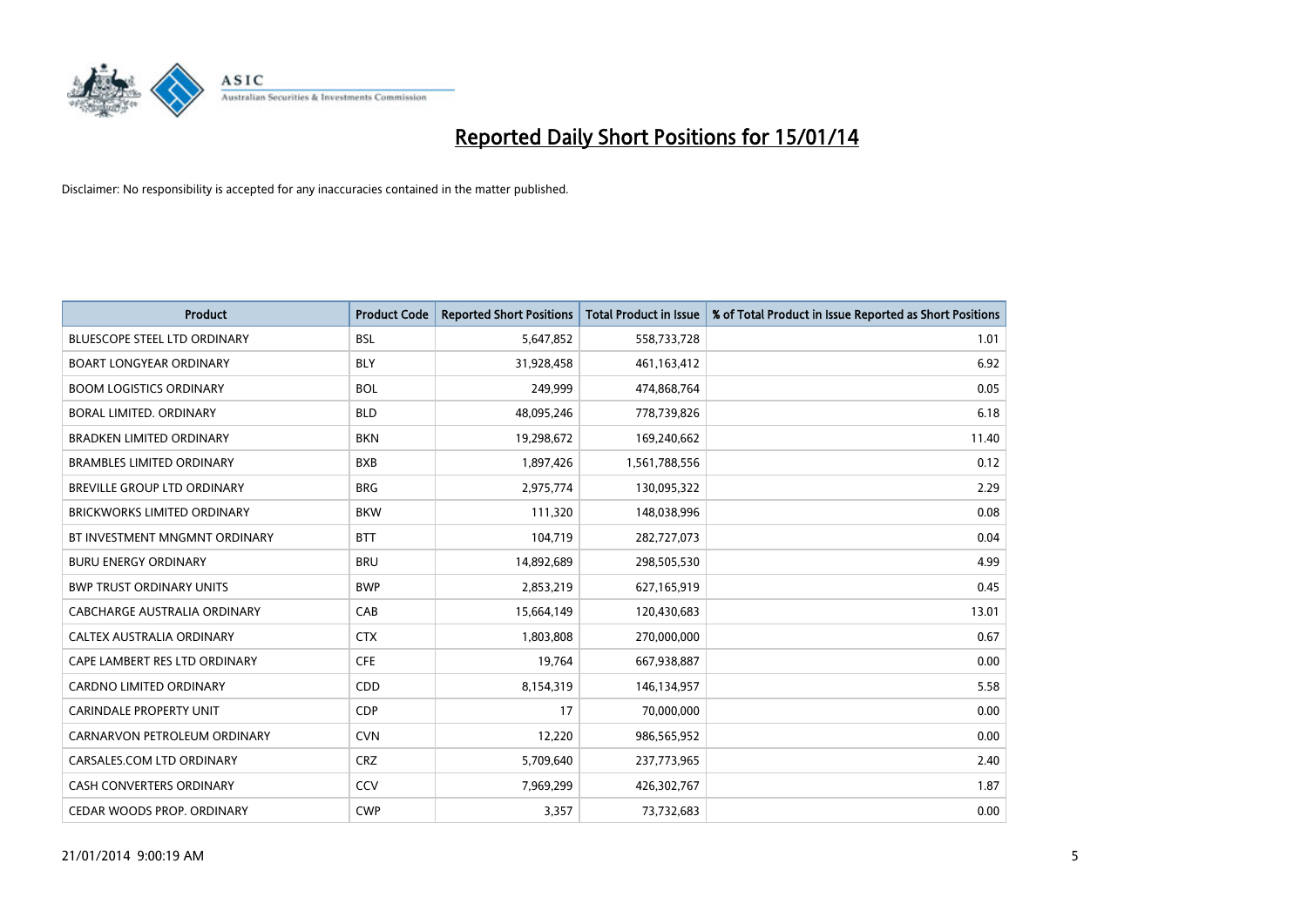# Reported Daily Short Positions for 15/01/14

Disclaimer: No responsibility is accepted for any inaccuracies contained in the matter published.

| Product | Product Code | Reported Short Positions | Total Product in Issue | % of Total Product in Issue Reported as Short Positions |
|---|---|---|---|---|
| BLUESCOPE STEEL LTD ORDINARY | BSL | 5,647,852 | 558,733,728 | 1.01 |
| BOART LONGYEAR ORDINARY | BLY | 31,928,458 | 461,163,412 | 6.92 |
| BOOM LOGISTICS ORDINARY | BOL | 249,999 | 474,868,764 | 0.05 |
| BORAL LIMITED. ORDINARY | BLD | 48,095,246 | 778,739,826 | 6.18 |
| BRADKEN LIMITED ORDINARY | BKN | 19,298,672 | 169,240,662 | 11.40 |
| BRAMBLES LIMITED ORDINARY | BXB | 1,897,426 | 1,561,788,556 | 0.12 |
| BREVILLE GROUP LTD ORDINARY | BRG | 2,975,774 | 130,095,322 | 2.29 |
| BRICKWORKS LIMITED ORDINARY | BKW | 111,320 | 148,038,996 | 0.08 |
| BT INVESTMENT MNGMNT ORDINARY | BTT | 104,719 | 282,727,073 | 0.04 |
| BURU ENERGY ORDINARY | BRU | 14,892,689 | 298,505,530 | 4.99 |
| BWP TRUST ORDINARY UNITS | BWP | 2,853,219 | 627,165,919 | 0.45 |
| CABCHARGE AUSTRALIA ORDINARY | CAB | 15,664,149 | 120,430,683 | 13.01 |
| CALTEX AUSTRALIA ORDINARY | CTX | 1,803,808 | 270,000,000 | 0.67 |
| CAPE LAMBERT RES LTD ORDINARY | CFE | 19,764 | 667,938,887 | 0.00 |
| CARDNO LIMITED ORDINARY | CDD | 8,154,319 | 146,134,957 | 5.58 |
| CARINDALE PROPERTY UNIT | CDP | 17 | 70,000,000 | 0.00 |
| CARNARVON PETROLEUM ORDINARY | CVN | 12,220 | 986,565,952 | 0.00 |
| CARSALES.COM LTD ORDINARY | CRZ | 5,709,640 | 237,773,965 | 2.40 |
| CASH CONVERTERS ORDINARY | CCV | 7,969,299 | 426,302,767 | 1.87 |
| CEDAR WOODS PROP. ORDINARY | CWP | 3,357 | 73,732,683 | 0.00 |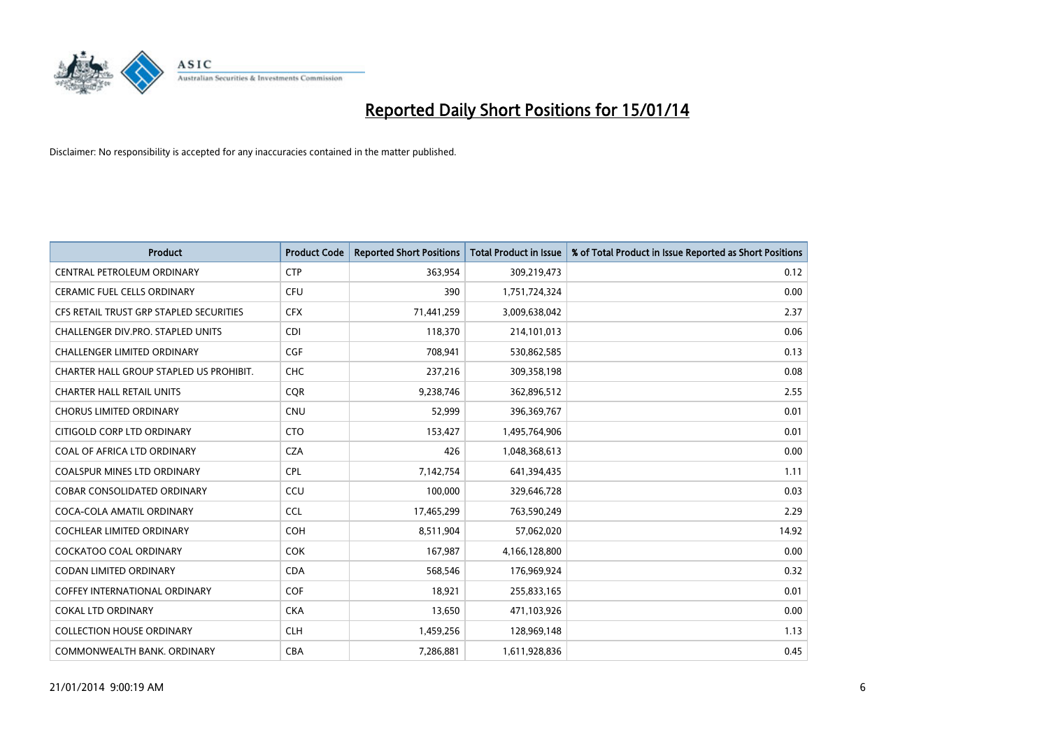# Reported Daily Short Positions for 15/01/14

Disclaimer: No responsibility is accepted for any inaccuracies contained in the matter published.

| Product | Product Code | Reported Short Positions | Total Product in Issue | % of Total Product in Issue Reported as Short Positions |
|---|---|---|---|---|
| CENTRAL PETROLEUM ORDINARY | CTP | 363,954 | 309,219,473 | 0.12 |
| CERAMIC FUEL CELLS ORDINARY | CFU | 390 | 1,751,724,324 | 0.00 |
| CFS RETAIL TRUST GRP STAPLED SECURITIES | CFX | 71,441,259 | 3,009,638,042 | 2.37 |
| CHALLENGER DIV.PRO. STAPLED UNITS | CDI | 118,370 | 214,101,013 | 0.06 |
| CHALLENGER LIMITED ORDINARY | CGF | 708,941 | 530,862,585 | 0.13 |
| CHARTER HALL GROUP STAPLED US PROHIBIT. | CHC | 237,216 | 309,358,198 | 0.08 |
| CHARTER HALL RETAIL UNITS | CQR | 9,238,746 | 362,896,512 | 2.55 |
| CHORUS LIMITED ORDINARY | CNU | 52,999 | 396,369,767 | 0.01 |
| CITIGOLD CORP LTD ORDINARY | CTO | 153,427 | 1,495,764,906 | 0.01 |
| COAL OF AFRICA LTD ORDINARY | CZA | 426 | 1,048,368,613 | 0.00 |
| COALSPUR MINES LTD ORDINARY | CPL | 7,142,754 | 641,394,435 | 1.11 |
| COBAR CONSOLIDATED ORDINARY | CCU | 100,000 | 329,646,728 | 0.03 |
| COCA-COLA AMATIL ORDINARY | CCL | 17,465,299 | 763,590,249 | 2.29 |
| COCHLEAR LIMITED ORDINARY | COH | 8,511,904 | 57,062,020 | 14.92 |
| COCKATOO COAL ORDINARY | COK | 167,987 | 4,166,128,800 | 0.00 |
| CODAN LIMITED ORDINARY | CDA | 568,546 | 176,969,924 | 0.32 |
| COFFEY INTERNATIONAL ORDINARY | COF | 18,921 | 255,833,165 | 0.01 |
| COKAL LTD ORDINARY | CKA | 13,650 | 471,103,926 | 0.00 |
| COLLECTION HOUSE ORDINARY | CLH | 1,459,256 | 128,969,148 | 1.13 |
| COMMONWEALTH BANK. ORDINARY | CBA | 7,286,881 | 1,611,928,836 | 0.45 |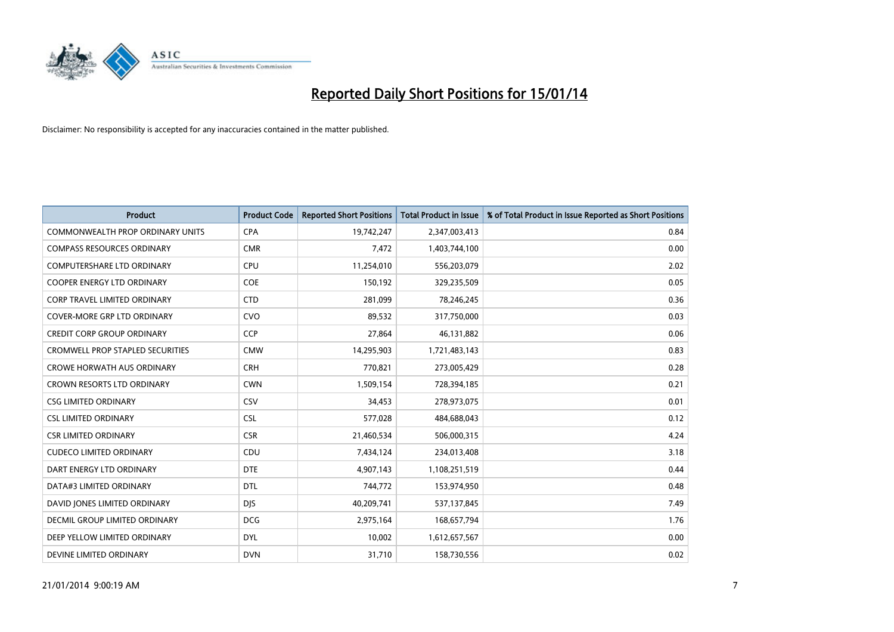# Reported Daily Short Positions for 15/01/14

Disclaimer: No responsibility is accepted for any inaccuracies contained in the matter published.

| Product | Product Code | Reported Short Positions | Total Product in Issue | % of Total Product in Issue Reported as Short Positions |
|---|---|---|---|---|
| COMMONWEALTH PROP ORDINARY UNITS | CPA | 19,742,247 | 2,347,003,413 | 0.84 |
| COMPASS RESOURCES ORDINARY | CMR | 7,472 | 1,403,744,100 | 0.00 |
| COMPUTERSHARE LTD ORDINARY | CPU | 11,254,010 | 556,203,079 | 2.02 |
| COOPER ENERGY LTD ORDINARY | COE | 150,192 | 329,235,509 | 0.05 |
| CORP TRAVEL LIMITED ORDINARY | CTD | 281,099 | 78,246,245 | 0.36 |
| COVER-MORE GRP LTD ORDINARY | CVO | 89,532 | 317,750,000 | 0.03 |
| CREDIT CORP GROUP ORDINARY | CCP | 27,864 | 46,131,882 | 0.06 |
| CROMWELL PROP STAPLED SECURITIES | CMW | 14,295,903 | 1,721,483,143 | 0.83 |
| CROWE HORWATH AUS ORDINARY | CRH | 770,821 | 273,005,429 | 0.28 |
| CROWN RESORTS LTD ORDINARY | CWN | 1,509,154 | 728,394,185 | 0.21 |
| CSG LIMITED ORDINARY | CSV | 34,453 | 278,973,075 | 0.01 |
| CSL LIMITED ORDINARY | CSL | 577,028 | 484,688,043 | 0.12 |
| CSR LIMITED ORDINARY | CSR | 21,460,534 | 506,000,315 | 4.24 |
| CUDECO LIMITED ORDINARY | CDU | 7,434,124 | 234,013,408 | 3.18 |
| DART ENERGY LTD ORDINARY | DTE | 4,907,143 | 1,108,251,519 | 0.44 |
| DATA#3 LIMITED ORDINARY | DTL | 744,772 | 153,974,950 | 0.48 |
| DAVID JONES LIMITED ORDINARY | DJS | 40,209,741 | 537,137,845 | 7.49 |
| DECMIL GROUP LIMITED ORDINARY | DCG | 2,975,164 | 168,657,794 | 1.76 |
| DEEP YELLOW LIMITED ORDINARY | DYL | 10,002 | 1,612,657,567 | 0.00 |
| DEVINE LIMITED ORDINARY | DVN | 31,710 | 158,730,556 | 0.02 |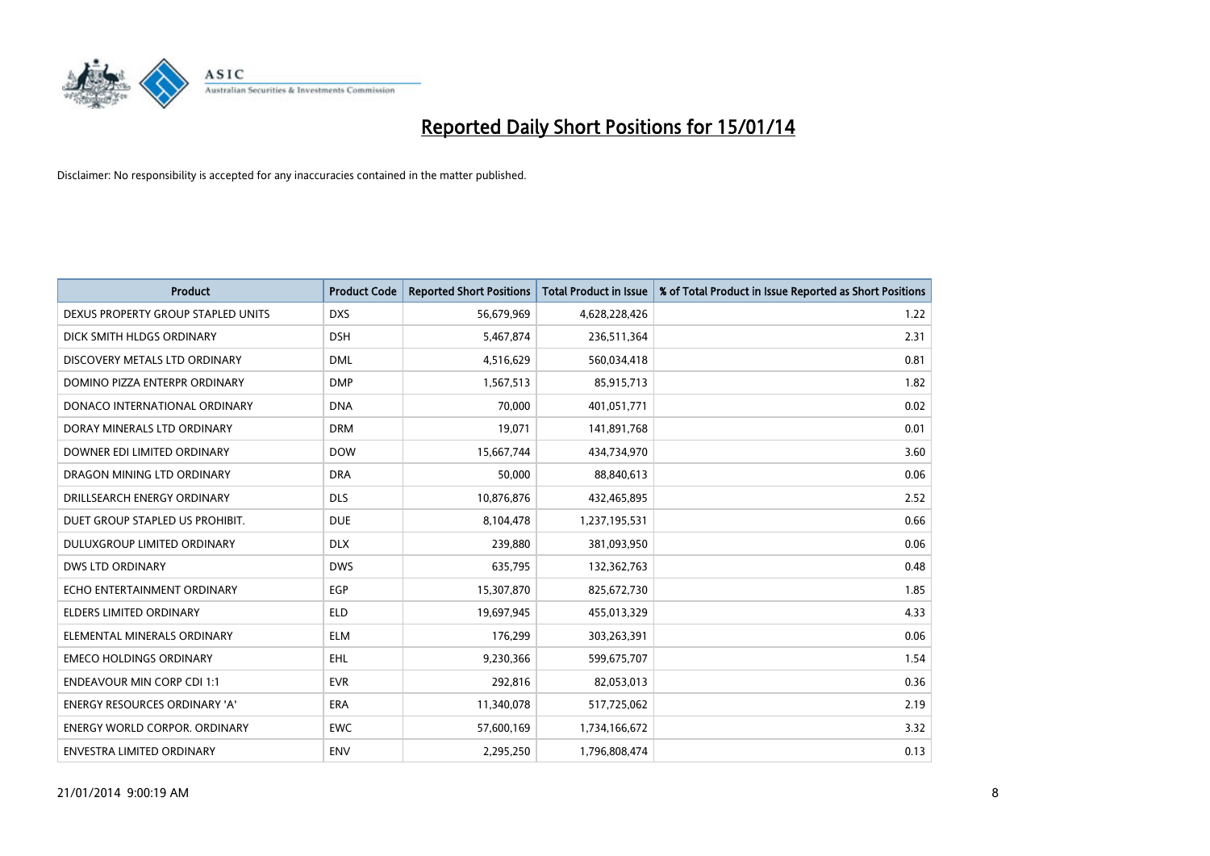# Reported Daily Short Positions for 15/01/14

Disclaimer: No responsibility is accepted for any inaccuracies contained in the matter published.

| Product | Product Code | Reported Short Positions | Total Product in Issue | % of Total Product in Issue Reported as Short Positions |
|---|---|---|---|---|
| DEXUS PROPERTY GROUP STAPLED UNITS | DXS | 56,679,969 | 4,628,228,426 | 1.22 |
| DICK SMITH HLDGS ORDINARY | DSH | 5,467,874 | 236,511,364 | 2.31 |
| DISCOVERY METALS LTD ORDINARY | DML | 4,516,629 | 560,034,418 | 0.81 |
| DOMINO PIZZA ENTERPR ORDINARY | DMP | 1,567,513 | 85,915,713 | 1.82 |
| DONACO INTERNATIONAL ORDINARY | DNA | 70,000 | 401,051,771 | 0.02 |
| DORAY MINERALS LTD ORDINARY | DRM | 19,071 | 141,891,768 | 0.01 |
| DOWNER EDI LIMITED ORDINARY | DOW | 15,667,744 | 434,734,970 | 3.60 |
| DRAGON MINING LTD ORDINARY | DRA | 50,000 | 88,840,613 | 0.06 |
| DRILLSEARCH ENERGY ORDINARY | DLS | 10,876,876 | 432,465,895 | 2.52 |
| DUET GROUP STAPLED US PROHIBIT. | DUE | 8,104,478 | 1,237,195,531 | 0.66 |
| DULUXGROUP LIMITED ORDINARY | DLX | 239,880 | 381,093,950 | 0.06 |
| DWS LTD ORDINARY | DWS | 635,795 | 132,362,763 | 0.48 |
| ECHO ENTERTAINMENT ORDINARY | EGP | 15,307,870 | 825,672,730 | 1.85 |
| ELDERS LIMITED ORDINARY | ELD | 19,697,945 | 455,013,329 | 4.33 |
| ELEMENTAL MINERALS ORDINARY | ELM | 176,299 | 303,263,391 | 0.06 |
| EMECO HOLDINGS ORDINARY | EHL | 9,230,366 | 599,675,707 | 1.54 |
| ENDEAVOUR MIN CORP CDI 1:1 | EVR | 292,816 | 82,053,013 | 0.36 |
| ENERGY RESOURCES ORDINARY 'A' | ERA | 11,340,078 | 517,725,062 | 2.19 |
| ENERGY WORLD CORPOR. ORDINARY | EWC | 57,600,169 | 1,734,166,672 | 3.32 |
| ENVESTRA LIMITED ORDINARY | ENV | 2,295,250 | 1,796,808,474 | 0.13 |

21/01/2014 9:00:19 AM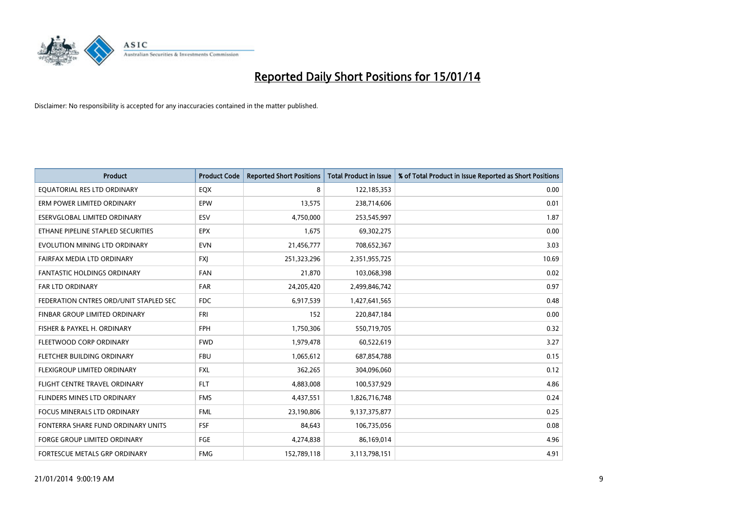# Reported Daily Short Positions for 15/01/14

Disclaimer: No responsibility is accepted for any inaccuracies contained in the matter published.

| Product | Product Code | Reported Short Positions | Total Product in Issue | % of Total Product in Issue Reported as Short Positions |
|---|---|---|---|---|
| EQUATORIAL RES LTD ORDINARY | EQX | 8 | 122,185,353 | 0.00 |
| ERM POWER LIMITED ORDINARY | EPW | 13,575 | 238,714,606 | 0.01 |
| ESERVGLOBAL LIMITED ORDINARY | ESV | 4,750,000 | 253,545,997 | 1.87 |
| ETHANE PIPELINE STAPLED SECURITIES | EPX | 1,675 | 69,302,275 | 0.00 |
| EVOLUTION MINING LTD ORDINARY | EVN | 21,456,777 | 708,652,367 | 3.03 |
| FAIRFAX MEDIA LTD ORDINARY | FXJ | 251,323,296 | 2,351,955,725 | 10.69 |
| FANTASTIC HOLDINGS ORDINARY | FAN | 21,870 | 103,068,398 | 0.02 |
| FAR LTD ORDINARY | FAR | 24,205,420 | 2,499,846,742 | 0.97 |
| FEDERATION CNTRES ORD/UNIT STAPLED SEC | FDC | 6,917,539 | 1,427,641,565 | 0.48 |
| FINBAR GROUP LIMITED ORDINARY | FRI | 152 | 220,847,184 | 0.00 |
| FISHER & PAYKEL H. ORDINARY | FPH | 1,750,306 | 550,719,705 | 0.32 |
| FLEETWOOD CORP ORDINARY | FWD | 1,979,478 | 60,522,619 | 3.27 |
| FLETCHER BUILDING ORDINARY | FBU | 1,065,612 | 687,854,788 | 0.15 |
| FLEXIGROUP LIMITED ORDINARY | FXL | 362,265 | 304,096,060 | 0.12 |
| FLIGHT CENTRE TRAVEL ORDINARY | FLT | 4,883,008 | 100,537,929 | 4.86 |
| FLINDERS MINES LTD ORDINARY | FMS | 4,437,551 | 1,826,716,748 | 0.24 |
| FOCUS MINERALS LTD ORDINARY | FML | 23,190,806 | 9,137,375,877 | 0.25 |
| FONTERRA SHARE FUND ORDINARY UNITS | FSF | 84,643 | 106,735,056 | 0.08 |
| FORGE GROUP LIMITED ORDINARY | FGE | 4,274,838 | 86,169,014 | 4.96 |
| FORTESCUE METALS GRP ORDINARY | FMG | 152,789,118 | 3,113,798,151 | 4.91 |

21/01/2014 9:00:19 AM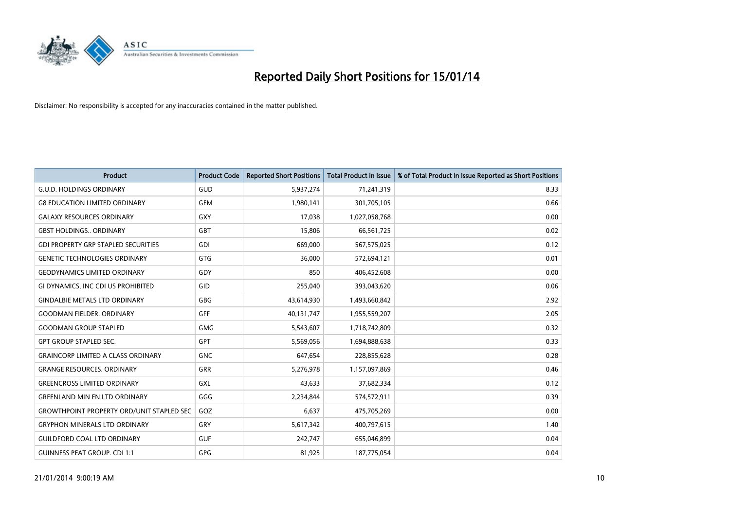# Reported Daily Short Positions for 15/01/14

Disclaimer: No responsibility is accepted for any inaccuracies contained in the matter published.

| Product | Product Code | Reported Short Positions | Total Product in Issue | % of Total Product in Issue Reported as Short Positions |
|---|---|---|---|---|
| G.U.D. HOLDINGS ORDINARY | GUD | 5,937,274 | 71,241,319 | 8.33 |
| G8 EDUCATION LIMITED ORDINARY | GEM | 1,980,141 | 301,705,105 | 0.66 |
| GALAXY RESOURCES ORDINARY | GXY | 17,038 | 1,027,058,768 | 0.00 |
| GBST HOLDINGS.. ORDINARY | GBT | 15,806 | 66,561,725 | 0.02 |
| GDI PROPERTY GRP STAPLED SECURITIES | GDI | 669,000 | 567,575,025 | 0.12 |
| GENETIC TECHNOLOGIES ORDINARY | GTG | 36,000 | 572,694,121 | 0.01 |
| GEODYNAMICS LIMITED ORDINARY | GDY | 850 | 406,452,608 | 0.00 |
| GI DYNAMICS, INC CDI US PROHIBITED | GID | 255,040 | 393,043,620 | 0.06 |
| GINDALBIE METALS LTD ORDINARY | GBG | 43,614,930 | 1,493,660,842 | 2.92 |
| GOODMAN FIELDER. ORDINARY | GFF | 40,131,747 | 1,955,559,207 | 2.05 |
| GOODMAN GROUP STAPLED | GMG | 5,543,607 | 1,718,742,809 | 0.32 |
| GPT GROUP STAPLED SEC. | GPT | 5,569,056 | 1,694,888,638 | 0.33 |
| GRAINCORP LIMITED A CLASS ORDINARY | GNC | 647,654 | 228,855,628 | 0.28 |
| GRANGE RESOURCES. ORDINARY | GRR | 5,276,978 | 1,157,097,869 | 0.46 |
| GREENCROSS LIMITED ORDINARY | GXL | 43,633 | 37,682,334 | 0.12 |
| GREENLAND MIN EN LTD ORDINARY | GGG | 2,234,844 | 574,572,911 | 0.39 |
| GROWTHPOINT PROPERTY ORD/UNIT STAPLED SEC | GOZ | 6,637 | 475,705,269 | 0.00 |
| GRYPHON MINERALS LTD ORDINARY | GRY | 5,617,342 | 400,797,615 | 1.40 |
| GUILDFORD COAL LTD ORDINARY | GUF | 242,747 | 655,046,899 | 0.04 |
| GUINNESS PEAT GROUP. CDI 1:1 | GPG | 81,925 | 187,775,054 | 0.04 |

21/01/2014 9:00:19 AM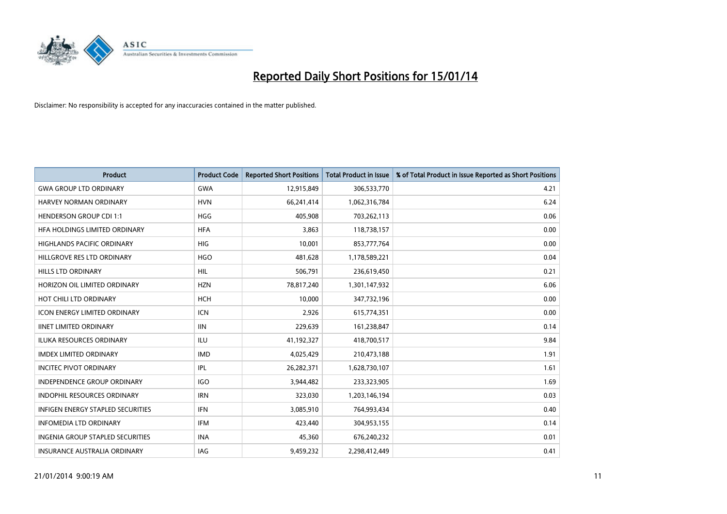# Reported Daily Short Positions for 15/01/14

Disclaimer: No responsibility is accepted for any inaccuracies contained in the matter published.

| Product | Product Code | Reported Short Positions | Total Product in Issue | % of Total Product in Issue Reported as Short Positions |
|---|---|---|---|---|
| GWA GROUP LTD ORDINARY | GWA | 12,915,849 | 306,533,770 | 4.21 |
| HARVEY NORMAN ORDINARY | HVN | 66,241,414 | 1,062,316,784 | 6.24 |
| HENDERSON GROUP CDI 1:1 | HGG | 405,908 | 703,262,113 | 0.06 |
| HFA HOLDINGS LIMITED ORDINARY | HFA | 3,863 | 118,738,157 | 0.00 |
| HIGHLANDS PACIFIC ORDINARY | HIG | 10,001 | 853,777,764 | 0.00 |
| HILLGROVE RES LTD ORDINARY | HGO | 481,628 | 1,178,589,221 | 0.04 |
| HILLS LTD ORDINARY | HIL | 506,791 | 236,619,450 | 0.21 |
| HORIZON OIL LIMITED ORDINARY | HZN | 78,817,240 | 1,301,147,932 | 6.06 |
| HOT CHILI LTD ORDINARY | HCH | 10,000 | 347,732,196 | 0.00 |
| ICON ENERGY LIMITED ORDINARY | ICN | 2,926 | 615,774,351 | 0.00 |
| IINET LIMITED ORDINARY | IIN | 229,639 | 161,238,847 | 0.14 |
| ILUKA RESOURCES ORDINARY | ILU | 41,192,327 | 418,700,517 | 9.84 |
| IMDEX LIMITED ORDINARY | IMD | 4,025,429 | 210,473,188 | 1.91 |
| INCITEC PIVOT ORDINARY | IPL | 26,282,371 | 1,628,730,107 | 1.61 |
| INDEPENDENCE GROUP ORDINARY | IGO | 3,944,482 | 233,323,905 | 1.69 |
| INDOPHIL RESOURCES ORDINARY | IRN | 323,030 | 1,203,146,194 | 0.03 |
| INFIGEN ENERGY STAPLED SECURITIES | IFN | 3,085,910 | 764,993,434 | 0.40 |
| INFOMEDIA LTD ORDINARY | IFM | 423,440 | 304,953,155 | 0.14 |
| INGENIA GROUP STAPLED SECURITIES | INA | 45,360 | 676,240,232 | 0.01 |
| INSURANCE AUSTRALIA ORDINARY | IAG | 9,459,232 | 2,298,412,449 | 0.41 |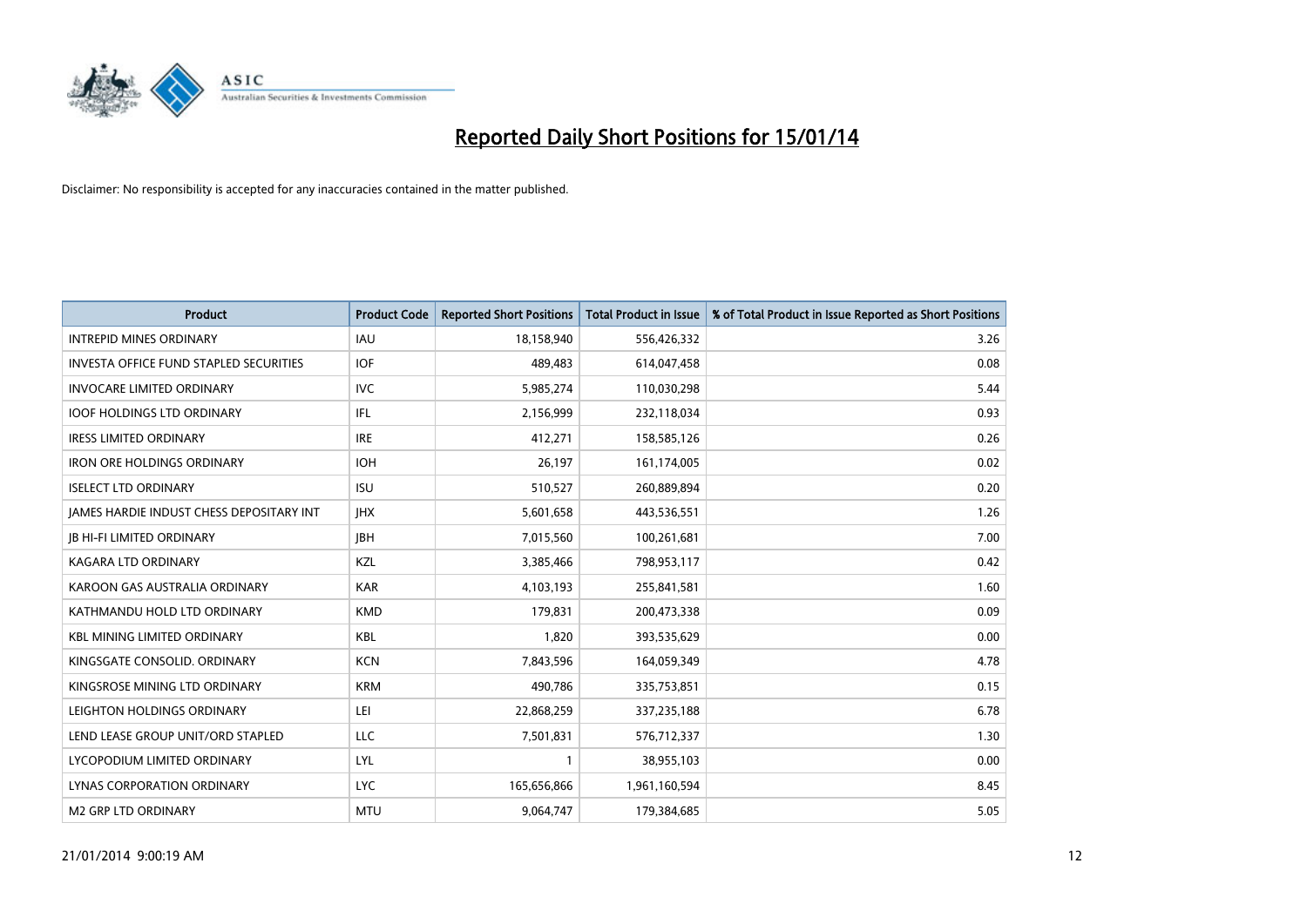# Reported Daily Short Positions for 15/01/14

Disclaimer: No responsibility is accepted for any inaccuracies contained in the matter published.

| Product | Product Code | Reported Short Positions | Total Product in Issue | % of Total Product in Issue Reported as Short Positions |
|---|---|---|---|---|
| INTREPID MINES ORDINARY | IAU | 18,158,940 | 556,426,332 | 3.26 |
| INVESTA OFFICE FUND STAPLED SECURITIES | IOF | 489,483 | 614,047,458 | 0.08 |
| INVOCARE LIMITED ORDINARY | IVC | 5,985,274 | 110,030,298 | 5.44 |
| IOOF HOLDINGS LTD ORDINARY | IFL | 2,156,999 | 232,118,034 | 0.93 |
| IRESS LIMITED ORDINARY | IRE | 412,271 | 158,585,126 | 0.26 |
| IRON ORE HOLDINGS ORDINARY | IOH | 26,197 | 161,174,005 | 0.02 |
| ISELECT LTD ORDINARY | ISU | 510,527 | 260,889,894 | 0.20 |
| JAMES HARDIE INDUST CHESS DEPOSITARY INT | JHX | 5,601,658 | 443,536,551 | 1.26 |
| JB HI-FI LIMITED ORDINARY | JBH | 7,015,560 | 100,261,681 | 7.00 |
| KAGARA LTD ORDINARY | KZL | 3,385,466 | 798,953,117 | 0.42 |
| KAROON GAS AUSTRALIA ORDINARY | KAR | 4,103,193 | 255,841,581 | 1.60 |
| KATHMANDU HOLD LTD ORDINARY | KMD | 179,831 | 200,473,338 | 0.09 |
| KBL MINING LIMITED ORDINARY | KBL | 1,820 | 393,535,629 | 0.00 |
| KINGSGATE CONSOLID. ORDINARY | KCN | 7,843,596 | 164,059,349 | 4.78 |
| KINGSROSE MINING LTD ORDINARY | KRM | 490,786 | 335,753,851 | 0.15 |
| LEIGHTON HOLDINGS ORDINARY | LEI | 22,868,259 | 337,235,188 | 6.78 |
| LEND LEASE GROUP UNIT/ORD STAPLED | LLC | 7,501,831 | 576,712,337 | 1.30 |
| LYCOPODIUM LIMITED ORDINARY | LYL | 1 | 38,955,103 | 0.00 |
| LYNAS CORPORATION ORDINARY | LYC | 165,656,866 | 1,961,160,594 | 8.45 |
| M2 GRP LTD ORDINARY | MTU | 9,064,747 | 179,384,685 | 5.05 |

21/01/2014 9:00:19 AM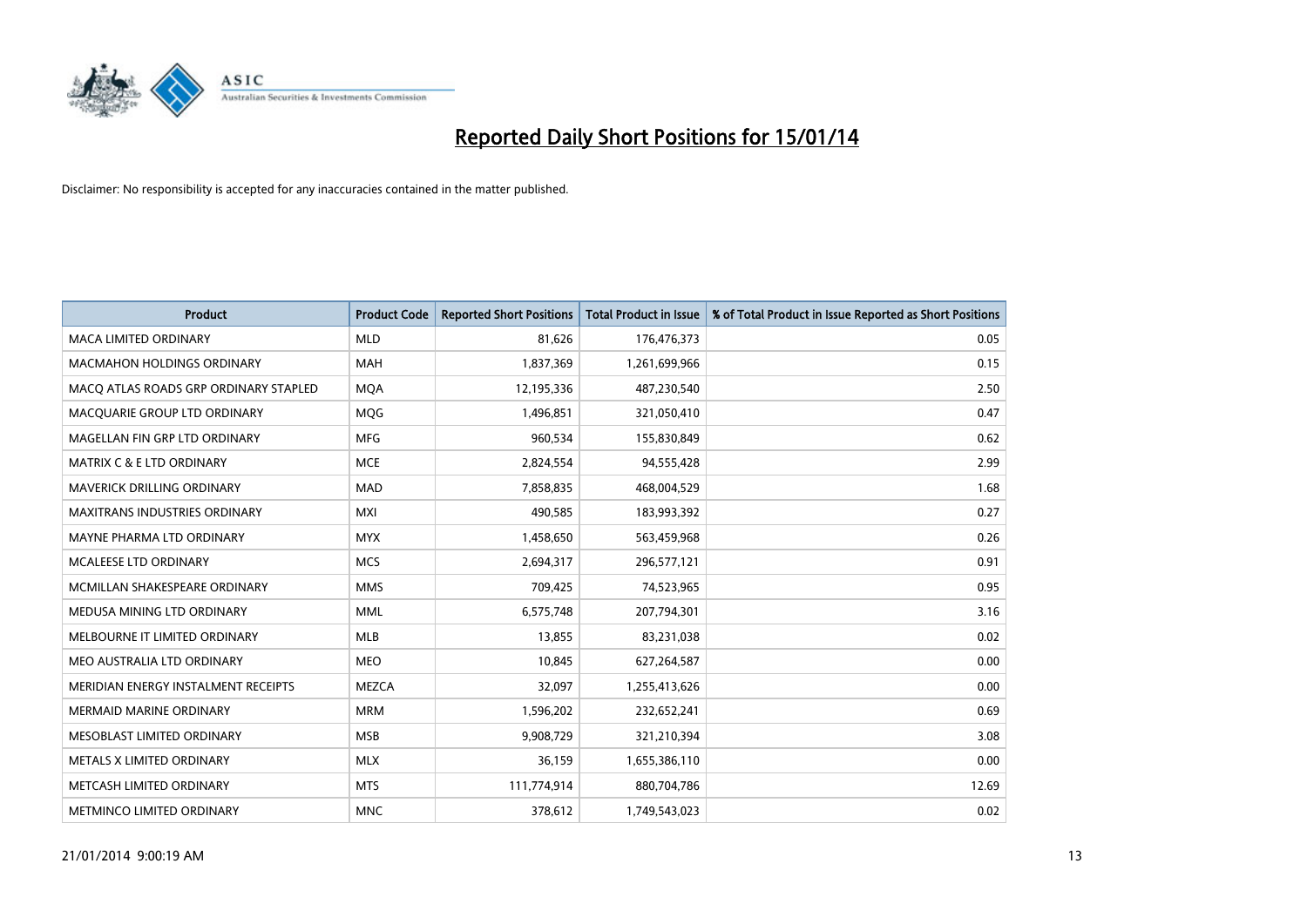# Reported Daily Short Positions for 15/01/14

Disclaimer: No responsibility is accepted for any inaccuracies contained in the matter published.

| Product | Product Code | Reported Short Positions | Total Product in Issue | % of Total Product in Issue Reported as Short Positions |
|---|---|---|---|---|
| MACA LIMITED ORDINARY | MLD | 81,626 | 176,476,373 | 0.05 |
| MACMAHON HOLDINGS ORDINARY | MAH | 1,837,369 | 1,261,699,966 | 0.15 |
| MACQ ATLAS ROADS GRP ORDINARY STAPLED | MQA | 12,195,336 | 487,230,540 | 2.50 |
| MACQUARIE GROUP LTD ORDINARY | MQG | 1,496,851 | 321,050,410 | 0.47 |
| MAGELLAN FIN GRP LTD ORDINARY | MFG | 960,534 | 155,830,849 | 0.62 |
| MATRIX C & E LTD ORDINARY | MCE | 2,824,554 | 94,555,428 | 2.99 |
| MAVERICK DRILLING ORDINARY | MAD | 7,858,835 | 468,004,529 | 1.68 |
| MAXITRANS INDUSTRIES ORDINARY | MXI | 490,585 | 183,993,392 | 0.27 |
| MAYNE PHARMA LTD ORDINARY | MYX | 1,458,650 | 563,459,968 | 0.26 |
| MCALEESE LTD ORDINARY | MCS | 2,694,317 | 296,577,121 | 0.91 |
| MCMILLAN SHAKESPEARE ORDINARY | MMS | 709,425 | 74,523,965 | 0.95 |
| MEDUSA MINING LTD ORDINARY | MML | 6,575,748 | 207,794,301 | 3.16 |
| MELBOURNE IT LIMITED ORDINARY | MLB | 13,855 | 83,231,038 | 0.02 |
| MEO AUSTRALIA LTD ORDINARY | MEO | 10,845 | 627,264,587 | 0.00 |
| MERIDIAN ENERGY INSTALMENT RECEIPTS | MEZCA | 32,097 | 1,255,413,626 | 0.00 |
| MERMAID MARINE ORDINARY | MRM | 1,596,202 | 232,652,241 | 0.69 |
| MESOBLAST LIMITED ORDINARY | MSB | 9,908,729 | 321,210,394 | 3.08 |
| METALS X LIMITED ORDINARY | MLX | 36,159 | 1,655,386,110 | 0.00 |
| METCASH LIMITED ORDINARY | MTS | 111,774,914 | 880,704,786 | 12.69 |
| METMINCO LIMITED ORDINARY | MNC | 378,612 | 1,749,543,023 | 0.02 |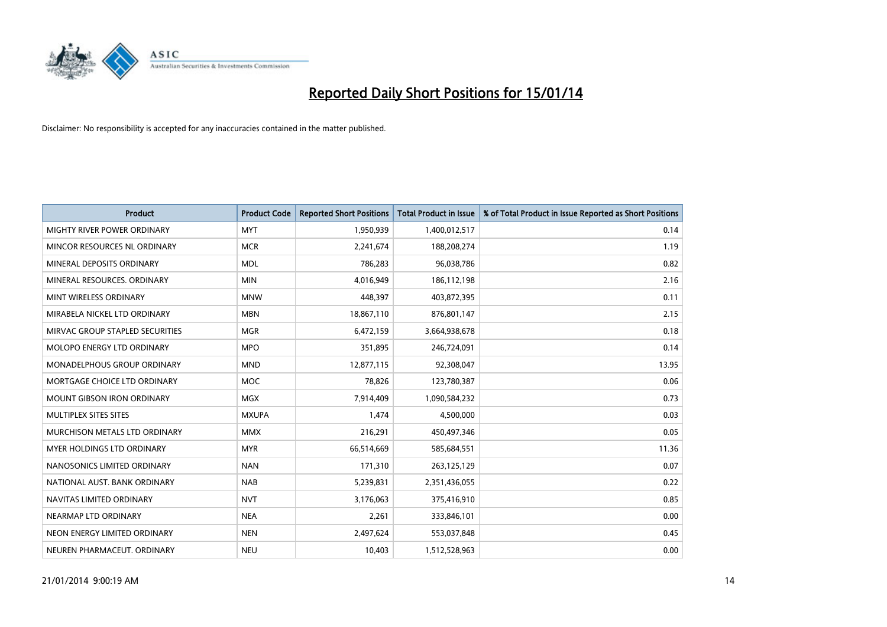# Reported Daily Short Positions for 15/01/14

Disclaimer: No responsibility is accepted for any inaccuracies contained in the matter published.

| Product | Product Code | Reported Short Positions | Total Product in Issue | % of Total Product in Issue Reported as Short Positions |
|---|---|---|---|---|
| MIGHTY RIVER POWER ORDINARY | MYT | 1,950,939 | 1,400,012,517 | 0.14 |
| MINCOR RESOURCES NL ORDINARY | MCR | 2,241,674 | 188,208,274 | 1.19 |
| MINERAL DEPOSITS ORDINARY | MDL | 786,283 | 96,038,786 | 0.82 |
| MINERAL RESOURCES. ORDINARY | MIN | 4,016,949 | 186,112,198 | 2.16 |
| MINT WIRELESS ORDINARY | MNW | 448,397 | 403,872,395 | 0.11 |
| MIRABELA NICKEL LTD ORDINARY | MBN | 18,867,110 | 876,801,147 | 2.15 |
| MIRVAC GROUP STAPLED SECURITIES | MGR | 6,472,159 | 3,664,938,678 | 0.18 |
| MOLOPO ENERGY LTD ORDINARY | MPO | 351,895 | 246,724,091 | 0.14 |
| MONADELPHOUS GROUP ORDINARY | MND | 12,877,115 | 92,308,047 | 13.95 |
| MORTGAGE CHOICE LTD ORDINARY | MOC | 78,826 | 123,780,387 | 0.06 |
| MOUNT GIBSON IRON ORDINARY | MGX | 7,914,409 | 1,090,584,232 | 0.73 |
| MULTIPLEX SITES SITES | MXUPA | 1,474 | 4,500,000 | 0.03 |
| MURCHISON METALS LTD ORDINARY | MMX | 216,291 | 450,497,346 | 0.05 |
| MYER HOLDINGS LTD ORDINARY | MYR | 66,514,669 | 585,684,551 | 11.36 |
| NANOSONICS LIMITED ORDINARY | NAN | 171,310 | 263,125,129 | 0.07 |
| NATIONAL AUST. BANK ORDINARY | NAB | 5,239,831 | 2,351,436,055 | 0.22 |
| NAVITAS LIMITED ORDINARY | NVT | 3,176,063 | 375,416,910 | 0.85 |
| NEARMAP LTD ORDINARY | NEA | 2,261 | 333,846,101 | 0.00 |
| NEON ENERGY LIMITED ORDINARY | NEN | 2,497,624 | 553,037,848 | 0.45 |
| NEUREN PHARMACEUT. ORDINARY | NEU | 10,403 | 1,512,528,963 | 0.00 |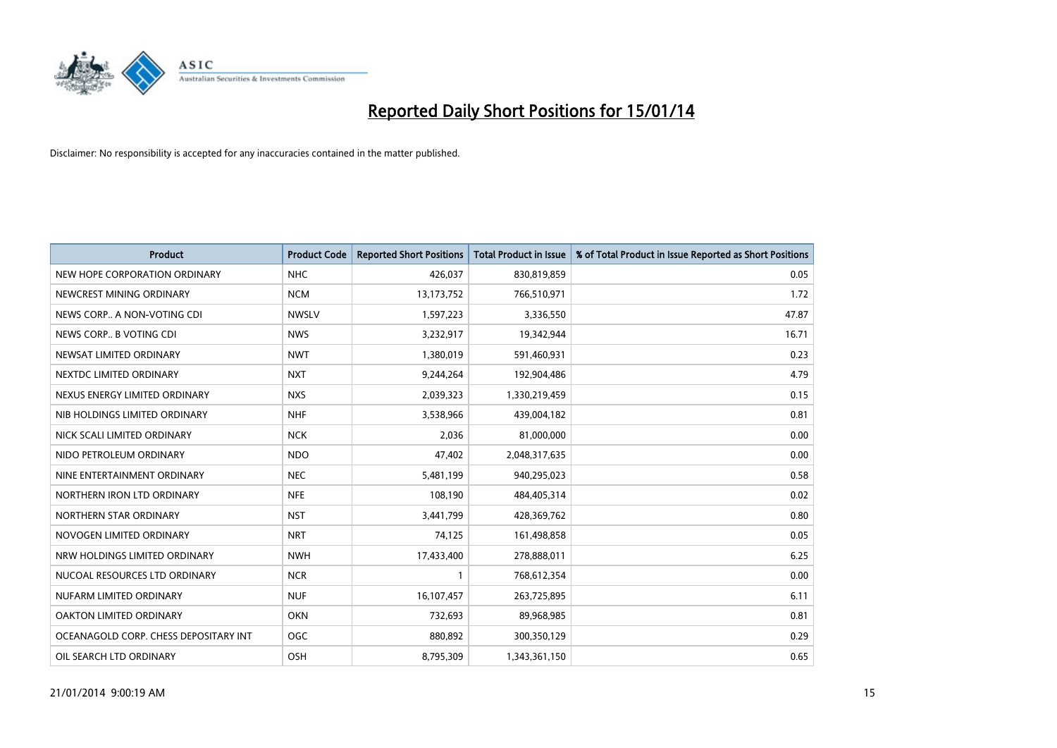# Reported Daily Short Positions for 15/01/14

Disclaimer: No responsibility is accepted for any inaccuracies contained in the matter published.

| Product | Product Code | Reported Short Positions | Total Product in Issue | % of Total Product in Issue Reported as Short Positions |
| --- | --- | --- | --- | --- |
| NEW HOPE CORPORATION ORDINARY | NHC | 426,037 | 830,819,859 | 0.05 |
| NEWCREST MINING ORDINARY | NCM | 13,173,752 | 766,510,971 | 1.72 |
| NEWS CORP.. A NON-VOTING CDI | NWSLV | 1,597,223 | 3,336,550 | 47.87 |
| NEWS CORP.. B VOTING CDI | NWS | 3,232,917 | 19,342,944 | 16.71 |
| NEWSAT LIMITED ORDINARY | NWT | 1,380,019 | 591,460,931 | 0.23 |
| NEXTDC LIMITED ORDINARY | NXT | 9,244,264 | 192,904,486 | 4.79 |
| NEXUS ENERGY LIMITED ORDINARY | NXS | 2,039,323 | 1,330,219,459 | 0.15 |
| NIB HOLDINGS LIMITED ORDINARY | NHF | 3,538,966 | 439,004,182 | 0.81 |
| NICK SCALI LIMITED ORDINARY | NCK | 2,036 | 81,000,000 | 0.00 |
| NIDO PETROLEUM ORDINARY | NDO | 47,402 | 2,048,317,635 | 0.00 |
| NINE ENTERTAINMENT ORDINARY | NEC | 5,481,199 | 940,295,023 | 0.58 |
| NORTHERN IRON LTD ORDINARY | NFE | 108,190 | 484,405,314 | 0.02 |
| NORTHERN STAR ORDINARY | NST | 3,441,799 | 428,369,762 | 0.80 |
| NOVOGEN LIMITED ORDINARY | NRT | 74,125 | 161,498,858 | 0.05 |
| NRW HOLDINGS LIMITED ORDINARY | NWH | 17,433,400 | 278,888,011 | 6.25 |
| NUCOAL RESOURCES LTD ORDINARY | NCR | 1 | 768,612,354 | 0.00 |
| NUFARM LIMITED ORDINARY | NUF | 16,107,457 | 263,725,895 | 6.11 |
| OAKTON LIMITED ORDINARY | OKN | 732,693 | 89,968,985 | 0.81 |
| OCEANAGOLD CORP. CHESS DEPOSITARY INT | OGC | 880,892 | 300,350,129 | 0.29 |
| OIL SEARCH LTD ORDINARY | OSH | 8,795,309 | 1,343,361,150 | 0.65 |

21/01/2014 9:00:19 AM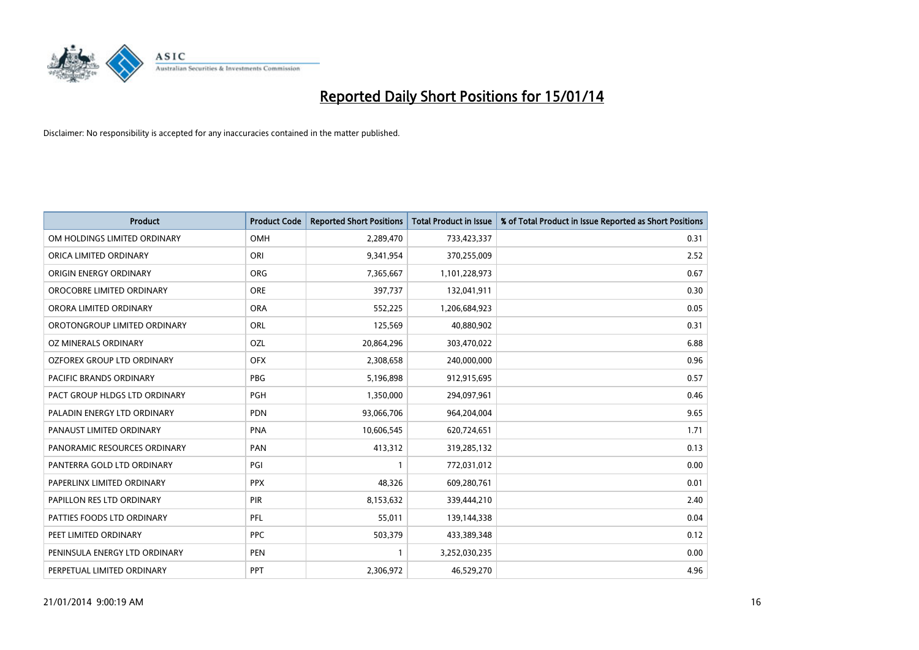# Reported Daily Short Positions for 15/01/14

Disclaimer: No responsibility is accepted for any inaccuracies contained in the matter published.

| Product | Product Code | Reported Short Positions | Total Product in Issue | % of Total Product in Issue Reported as Short Positions |
|---|---|---|---|---|
| OM HOLDINGS LIMITED ORDINARY | OMH | 2,289,470 | 733,423,337 | 0.31 |
| ORICA LIMITED ORDINARY | ORI | 9,341,954 | 370,255,009 | 2.52 |
| ORIGIN ENERGY ORDINARY | ORG | 7,365,667 | 1,101,228,973 | 0.67 |
| OROCOBRE LIMITED ORDINARY | ORE | 397,737 | 132,041,911 | 0.30 |
| ORORA LIMITED ORDINARY | ORA | 552,225 | 1,206,684,923 | 0.05 |
| OROTONGROUP LIMITED ORDINARY | ORL | 125,569 | 40,880,902 | 0.31 |
| OZ MINERALS ORDINARY | OZL | 20,864,296 | 303,470,022 | 6.88 |
| OZFOREX GROUP LTD ORDINARY | OFX | 2,308,658 | 240,000,000 | 0.96 |
| PACIFIC BRANDS ORDINARY | PBG | 5,196,898 | 912,915,695 | 0.57 |
| PACT GROUP HLDGS LTD ORDINARY | PGH | 1,350,000 | 294,097,961 | 0.46 |
| PALADIN ENERGY LTD ORDINARY | PDN | 93,066,706 | 964,204,004 | 9.65 |
| PANAUST LIMITED ORDINARY | PNA | 10,606,545 | 620,724,651 | 1.71 |
| PANORAMIC RESOURCES ORDINARY | PAN | 413,312 | 319,285,132 | 0.13 |
| PANTERRA GOLD LTD ORDINARY | PGI | 1 | 772,031,012 | 0.00 |
| PAPERLINX LIMITED ORDINARY | PPX | 48,326 | 609,280,761 | 0.01 |
| PAPILLON RES LTD ORDINARY | PIR | 8,153,632 | 339,444,210 | 2.40 |
| PATTIES FOODS LTD ORDINARY | PFL | 55,011 | 139,144,338 | 0.04 |
| PEET LIMITED ORDINARY | PPC | 503,379 | 433,389,348 | 0.12 |
| PENINSULA ENERGY LTD ORDINARY | PEN | 1 | 3,252,030,235 | 0.00 |
| PERPETUAL LIMITED ORDINARY | PPT | 2,306,972 | 46,529,270 | 4.96 |

21/01/2014 9:00:19 AM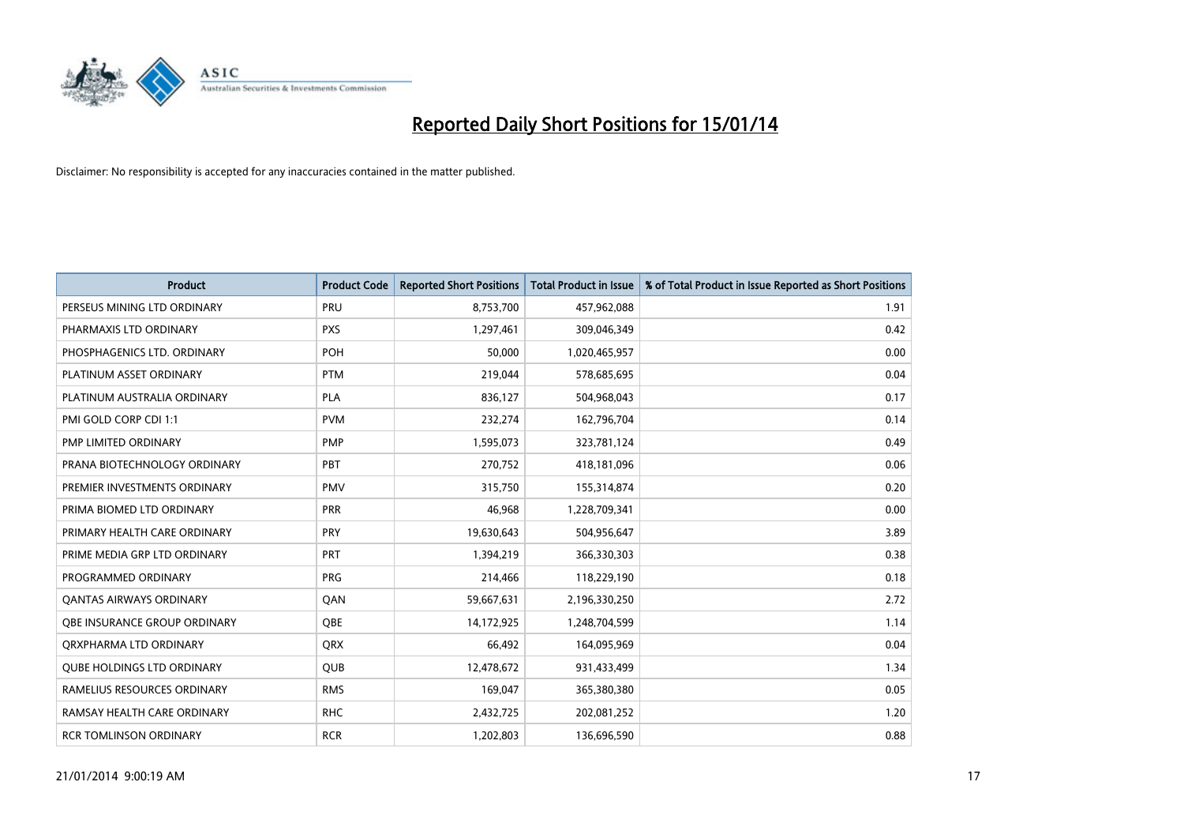# Reported Daily Short Positions for 15/01/14

Disclaimer: No responsibility is accepted for any inaccuracies contained in the matter published.

| Product | Product Code | Reported Short Positions | Total Product in Issue | % of Total Product in Issue Reported as Short Positions |
| --- | --- | --- | --- | --- |
| PERSEUS MINING LTD ORDINARY | PRU | 8,753,700 | 457,962,088 | 1.91 |
| PHARMAXIS LTD ORDINARY | PXS | 1,297,461 | 309,046,349 | 0.42 |
| PHOSPHAGENICS LTD. ORDINARY | POH | 50,000 | 1,020,465,957 | 0.00 |
| PLATINUM ASSET ORDINARY | PTM | 219,044 | 578,685,695 | 0.04 |
| PLATINUM AUSTRALIA ORDINARY | PLA | 836,127 | 504,968,043 | 0.17 |
| PMI GOLD CORP CDI 1:1 | PVM | 232,274 | 162,796,704 | 0.14 |
| PMP LIMITED ORDINARY | PMP | 1,595,073 | 323,781,124 | 0.49 |
| PRANA BIOTECHNOLOGY ORDINARY | PBT | 270,752 | 418,181,096 | 0.06 |
| PREMIER INVESTMENTS ORDINARY | PMV | 315,750 | 155,314,874 | 0.20 |
| PRIMA BIOMED LTD ORDINARY | PRR | 46,968 | 1,228,709,341 | 0.00 |
| PRIMARY HEALTH CARE ORDINARY | PRY | 19,630,643 | 504,956,647 | 3.89 |
| PRIME MEDIA GRP LTD ORDINARY | PRT | 1,394,219 | 366,330,303 | 0.38 |
| PROGRAMMED ORDINARY | PRG | 214,466 | 118,229,190 | 0.18 |
| QANTAS AIRWAYS ORDINARY | QAN | 59,667,631 | 2,196,330,250 | 2.72 |
| QBE INSURANCE GROUP ORDINARY | QBE | 14,172,925 | 1,248,704,599 | 1.14 |
| QRXPHARMA LTD ORDINARY | QRX | 66,492 | 164,095,969 | 0.04 |
| QUBE HOLDINGS LTD ORDINARY | QUB | 12,478,672 | 931,433,499 | 1.34 |
| RAMELIUS RESOURCES ORDINARY | RMS | 169,047 | 365,380,380 | 0.05 |
| RAMSAY HEALTH CARE ORDINARY | RHC | 2,432,725 | 202,081,252 | 1.20 |
| RCR TOMLINSON ORDINARY | RCR | 1,202,803 | 136,696,590 | 0.88 |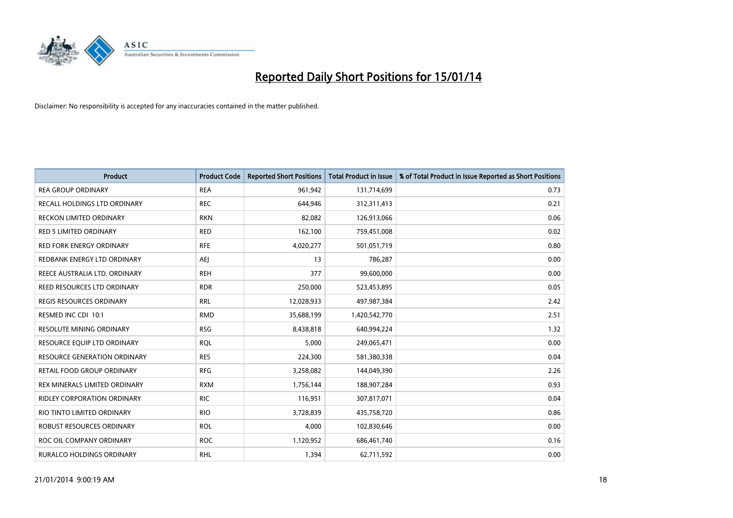# Reported Daily Short Positions for 15/01/14

Disclaimer: No responsibility is accepted for any inaccuracies contained in the matter published.

| Product | Product Code | Reported Short Positions | Total Product in Issue | % of Total Product in Issue Reported as Short Positions |
|---|---|---|---|---|
| REA GROUP ORDINARY | REA | 961,942 | 131,714,699 | 0.73 |
| RECALL HOLDINGS LTD ORDINARY | REC | 644,946 | 312,311,413 | 0.21 |
| RECKON LIMITED ORDINARY | RKN | 82,082 | 126,913,066 | 0.06 |
| RED 5 LIMITED ORDINARY | RED | 162,100 | 759,451,008 | 0.02 |
| RED FORK ENERGY ORDINARY | RFE | 4,020,277 | 501,051,719 | 0.80 |
| REDBANK ENERGY LTD ORDINARY | AEJ | 13 | 786,287 | 0.00 |
| REECE AUSTRALIA LTD. ORDINARY | REH | 377 | 99,600,000 | 0.00 |
| REED RESOURCES LTD ORDINARY | RDR | 250,000 | 523,453,895 | 0.05 |
| REGIS RESOURCES ORDINARY | RRL | 12,028,933 | 497,987,384 | 2.42 |
| RESMED INC CDI 10:1 | RMD | 35,688,199 | 1,420,542,770 | 2.51 |
| RESOLUTE MINING ORDINARY | RSG | 8,438,818 | 640,994,224 | 1.32 |
| RESOURCE EQUIP LTD ORDINARY | RQL | 5,000 | 249,065,471 | 0.00 |
| RESOURCE GENERATION ORDINARY | RES | 224,300 | 581,380,338 | 0.04 |
| RETAIL FOOD GROUP ORDINARY | RFG | 3,258,082 | 144,049,390 | 2.26 |
| REX MINERALS LIMITED ORDINARY | RXM | 1,756,144 | 188,907,284 | 0.93 |
| RIDLEY CORPORATION ORDINARY | RIC | 116,951 | 307,817,071 | 0.04 |
| RIO TINTO LIMITED ORDINARY | RIO | 3,728,839 | 435,758,720 | 0.86 |
| ROBUST RESOURCES ORDINARY | ROL | 4,000 | 102,830,646 | 0.00 |
| ROC OIL COMPANY ORDINARY | ROC | 1,120,952 | 686,461,740 | 0.16 |
| RURALCO HOLDINGS ORDINARY | RHL | 1,394 | 62,711,592 | 0.00 |

21/01/2014 9:00:19 AM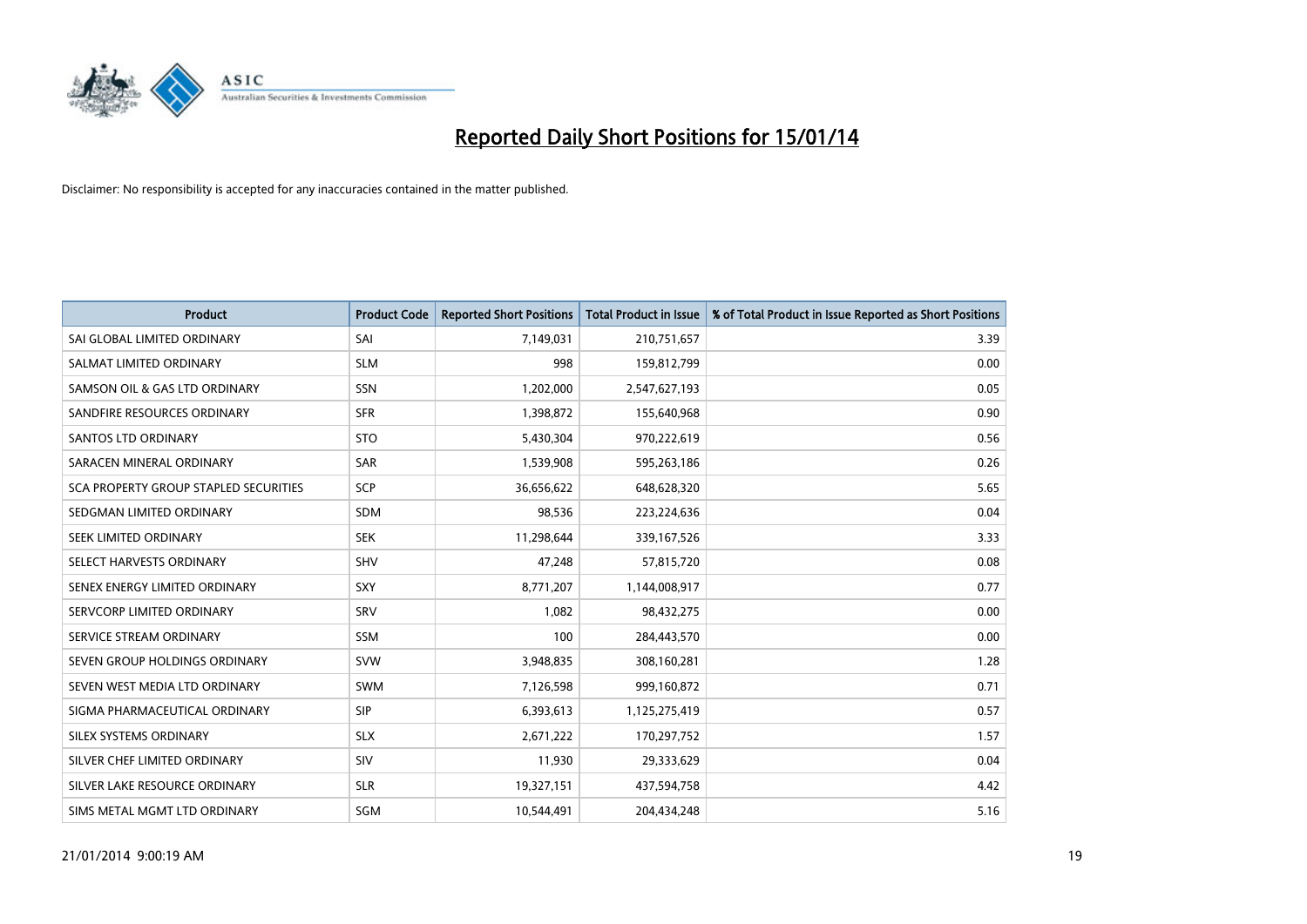# Reported Daily Short Positions for 15/01/14

Disclaimer: No responsibility is accepted for any inaccuracies contained in the matter published.

| Product | Product Code | Reported Short Positions | Total Product in Issue | % of Total Product in Issue Reported as Short Positions |
|---|---|---|---|---|
| SAI GLOBAL LIMITED ORDINARY | SAI | 7,149,031 | 210,751,657 | 3.39 |
| SALMAT LIMITED ORDINARY | SLM | 998 | 159,812,799 | 0.00 |
| SAMSON OIL & GAS LTD ORDINARY | SSN | 1,202,000 | 2,547,627,193 | 0.05 |
| SANDFIRE RESOURCES ORDINARY | SFR | 1,398,872 | 155,640,968 | 0.90 |
| SANTOS LTD ORDINARY | STO | 5,430,304 | 970,222,619 | 0.56 |
| SARACEN MINERAL ORDINARY | SAR | 1,539,908 | 595,263,186 | 0.26 |
| SCA PROPERTY GROUP STAPLED SECURITIES | SCP | 36,656,622 | 648,628,320 | 5.65 |
| SEDGMAN LIMITED ORDINARY | SDM | 98,536 | 223,224,636 | 0.04 |
| SEEK LIMITED ORDINARY | SEK | 11,298,644 | 339,167,526 | 3.33 |
| SELECT HARVESTS ORDINARY | SHV | 47,248 | 57,815,720 | 0.08 |
| SENEX ENERGY LIMITED ORDINARY | SXY | 8,771,207 | 1,144,008,917 | 0.77 |
| SERVCORP LIMITED ORDINARY | SRV | 1,082 | 98,432,275 | 0.00 |
| SERVICE STREAM ORDINARY | SSM | 100 | 284,443,570 | 0.00 |
| SEVEN GROUP HOLDINGS ORDINARY | SVW | 3,948,835 | 308,160,281 | 1.28 |
| SEVEN WEST MEDIA LTD ORDINARY | SWM | 7,126,598 | 999,160,872 | 0.71 |
| SIGMA PHARMACEUTICAL ORDINARY | SIP | 6,393,613 | 1,125,275,419 | 0.57 |
| SILEX SYSTEMS ORDINARY | SLX | 2,671,222 | 170,297,752 | 1.57 |
| SILVER CHEF LIMITED ORDINARY | SIV | 11,930 | 29,333,629 | 0.04 |
| SILVER LAKE RESOURCE ORDINARY | SLR | 19,327,151 | 437,594,758 | 4.42 |
| SIMS METAL MGMT LTD ORDINARY | SGM | 10,544,491 | 204,434,248 | 5.16 |

21/01/2014 9:00:19 AM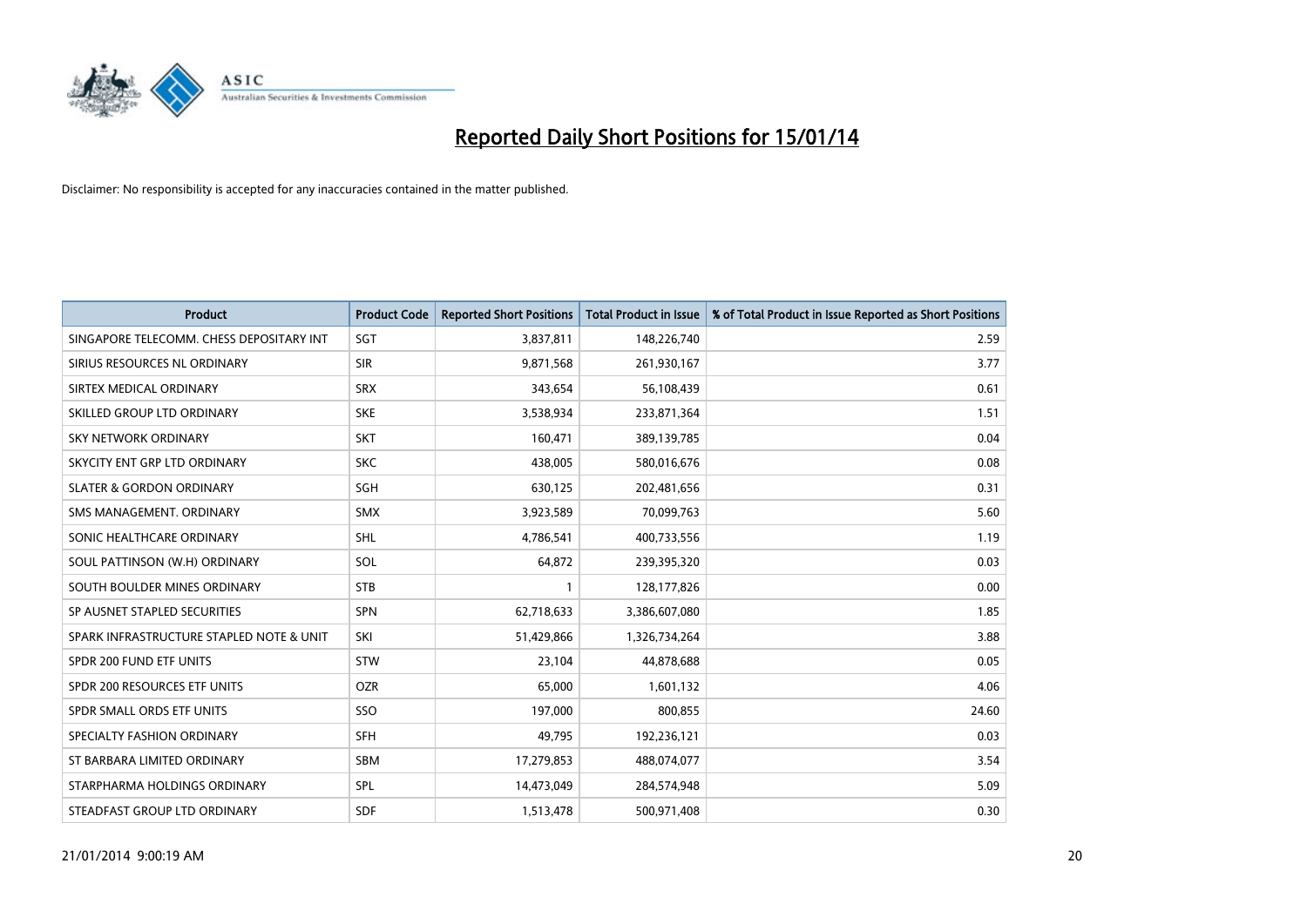# Reported Daily Short Positions for 15/01/14

Disclaimer: No responsibility is accepted for any inaccuracies contained in the matter published.

| Product | Product Code | Reported Short Positions | Total Product in Issue | % of Total Product in Issue Reported as Short Positions |
|---|---|---|---|---|
| SINGAPORE TELECOMM. CHESS DEPOSITARY INT | SGT | 3,837,811 | 148,226,740 | 2.59 |
| SIRIUS RESOURCES NL ORDINARY | SIR | 9,871,568 | 261,930,167 | 3.77 |
| SIRTEX MEDICAL ORDINARY | SRX | 343,654 | 56,108,439 | 0.61 |
| SKILLED GROUP LTD ORDINARY | SKE | 3,538,934 | 233,871,364 | 1.51 |
| SKY NETWORK ORDINARY | SKT | 160,471 | 389,139,785 | 0.04 |
| SKYCITY ENT GRP LTD ORDINARY | SKC | 438,005 | 580,016,676 | 0.08 |
| SLATER & GORDON ORDINARY | SGH | 630,125 | 202,481,656 | 0.31 |
| SMS MANAGEMENT. ORDINARY | SMX | 3,923,589 | 70,099,763 | 5.60 |
| SONIC HEALTHCARE ORDINARY | SHL | 4,786,541 | 400,733,556 | 1.19 |
| SOUL PATTINSON (W.H) ORDINARY | SOL | 64,872 | 239,395,320 | 0.03 |
| SOUTH BOULDER MINES ORDINARY | STB | 1 | 128,177,826 | 0.00 |
| SP AUSNET STAPLED SECURITIES | SPN | 62,718,633 | 3,386,607,080 | 1.85 |
| SPARK INFRASTRUCTURE STAPLED NOTE & UNIT | SKI | 51,429,866 | 1,326,734,264 | 3.88 |
| SPDR 200 FUND ETF UNITS | STW | 23,104 | 44,878,688 | 0.05 |
| SPDR 200 RESOURCES ETF UNITS | OZR | 65,000 | 1,601,132 | 4.06 |
| SPDR SMALL ORDS ETF UNITS | SSO | 197,000 | 800,855 | 24.60 |
| SPECIALTY FASHION ORDINARY | SFH | 49,795 | 192,236,121 | 0.03 |
| ST BARBARA LIMITED ORDINARY | SBM | 17,279,853 | 488,074,077 | 3.54 |
| STARPHARMA HOLDINGS ORDINARY | SPL | 14,473,049 | 284,574,948 | 5.09 |
| STEADFAST GROUP LTD ORDINARY | SDF | 1,513,478 | 500,971,408 | 0.30 |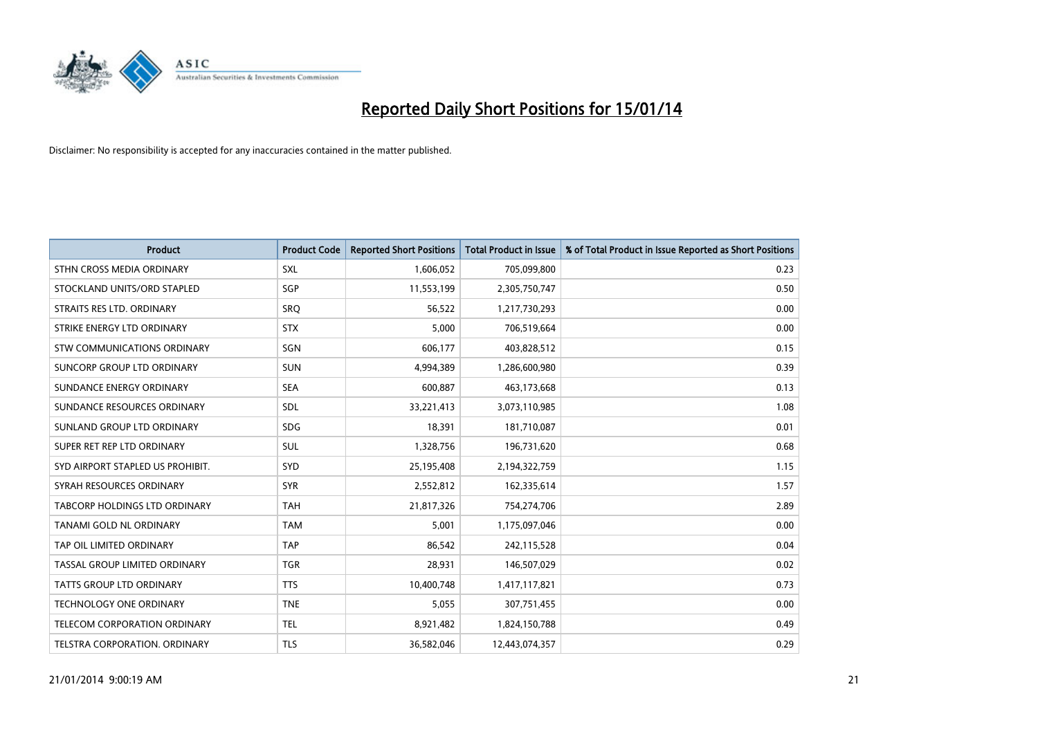# Reported Daily Short Positions for 15/01/14

Disclaimer: No responsibility is accepted for any inaccuracies contained in the matter published.

| Product | Product Code | Reported Short Positions | Total Product in Issue | % of Total Product in Issue Reported as Short Positions |
|---|---|---|---|---|
| STHN CROSS MEDIA ORDINARY | SXL | 1,606,052 | 705,099,800 | 0.23 |
| STOCKLAND UNITS/ORD STAPLED | SGP | 11,553,199 | 2,305,750,747 | 0.50 |
| STRAITS RES LTD. ORDINARY | SRQ | 56,522 | 1,217,730,293 | 0.00 |
| STRIKE ENERGY LTD ORDINARY | STX | 5,000 | 706,519,664 | 0.00 |
| STW COMMUNICATIONS ORDINARY | SGN | 606,177 | 403,828,512 | 0.15 |
| SUNCORP GROUP LTD ORDINARY | SUN | 4,994,389 | 1,286,600,980 | 0.39 |
| SUNDANCE ENERGY ORDINARY | SEA | 600,887 | 463,173,668 | 0.13 |
| SUNDANCE RESOURCES ORDINARY | SDL | 33,221,413 | 3,073,110,985 | 1.08 |
| SUNLAND GROUP LTD ORDINARY | SDG | 18,391 | 181,710,087 | 0.01 |
| SUPER RET REP LTD ORDINARY | SUL | 1,328,756 | 196,731,620 | 0.68 |
| SYD AIRPORT STAPLED US PROHIBIT. | SYD | 25,195,408 | 2,194,322,759 | 1.15 |
| SYRAH RESOURCES ORDINARY | SYR | 2,552,812 | 162,335,614 | 1.57 |
| TABCORP HOLDINGS LTD ORDINARY | TAH | 21,817,326 | 754,274,706 | 2.89 |
| TANAMI GOLD NL ORDINARY | TAM | 5,001 | 1,175,097,046 | 0.00 |
| TAP OIL LIMITED ORDINARY | TAP | 86,542 | 242,115,528 | 0.04 |
| TASSAL GROUP LIMITED ORDINARY | TGR | 28,931 | 146,507,029 | 0.02 |
| TATTS GROUP LTD ORDINARY | TTS | 10,400,748 | 1,417,117,821 | 0.73 |
| TECHNOLOGY ONE ORDINARY | TNE | 5,055 | 307,751,455 | 0.00 |
| TELECOM CORPORATION ORDINARY | TEL | 8,921,482 | 1,824,150,788 | 0.49 |
| TELSTRA CORPORATION. ORDINARY | TLS | 36,582,046 | 12,443,074,357 | 0.29 |

21/01/2014 9:00:19 AM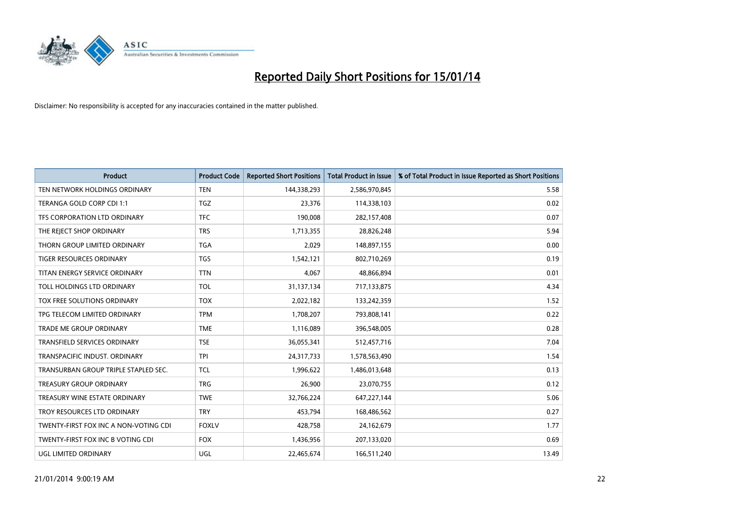# Reported Daily Short Positions for 15/01/14

Disclaimer: No responsibility is accepted for any inaccuracies contained in the matter published.

| Product | Product Code | Reported Short Positions | Total Product in Issue | % of Total Product in Issue Reported as Short Positions |
|---|---|---|---|---|
| TEN NETWORK HOLDINGS ORDINARY | TEN | 144,338,293 | 2,586,970,845 | 5.58 |
| TERANGA GOLD CORP CDI 1:1 | TGZ | 23,376 | 114,338,103 | 0.02 |
| TFS CORPORATION LTD ORDINARY | TFC | 190,008 | 282,157,408 | 0.07 |
| THE REJECT SHOP ORDINARY | TRS | 1,713,355 | 28,826,248 | 5.94 |
| THORN GROUP LIMITED ORDINARY | TGA | 2,029 | 148,897,155 | 0.00 |
| TIGER RESOURCES ORDINARY | TGS | 1,542,121 | 802,710,269 | 0.19 |
| TITAN ENERGY SERVICE ORDINARY | TTN | 4,067 | 48,866,894 | 0.01 |
| TOLL HOLDINGS LTD ORDINARY | TOL | 31,137,134 | 717,133,875 | 4.34 |
| TOX FREE SOLUTIONS ORDINARY | TOX | 2,022,182 | 133,242,359 | 1.52 |
| TPG TELECOM LIMITED ORDINARY | TPM | 1,708,207 | 793,808,141 | 0.22 |
| TRADE ME GROUP ORDINARY | TME | 1,116,089 | 396,548,005 | 0.28 |
| TRANSFIELD SERVICES ORDINARY | TSE | 36,055,341 | 512,457,716 | 7.04 |
| TRANSPACIFIC INDUST. ORDINARY | TPI | 24,317,733 | 1,578,563,490 | 1.54 |
| TRANSURBAN GROUP TRIPLE STAPLED SEC. | TCL | 1,996,622 | 1,486,013,648 | 0.13 |
| TREASURY GROUP ORDINARY | TRG | 26,900 | 23,070,755 | 0.12 |
| TREASURY WINE ESTATE ORDINARY | TWE | 32,766,224 | 647,227,144 | 5.06 |
| TROY RESOURCES LTD ORDINARY | TRY | 453,794 | 168,486,562 | 0.27 |
| TWENTY-FIRST FOX INC A NON-VOTING CDI | FOXLV | 428,758 | 24,162,679 | 1.77 |
| TWENTY-FIRST FOX INC B VOTING CDI | FOX | 1,436,956 | 207,133,020 | 0.69 |
| UGL LIMITED ORDINARY | UGL | 22,465,674 | 166,511,240 | 13.49 |

21/01/2014 9:00:19 AM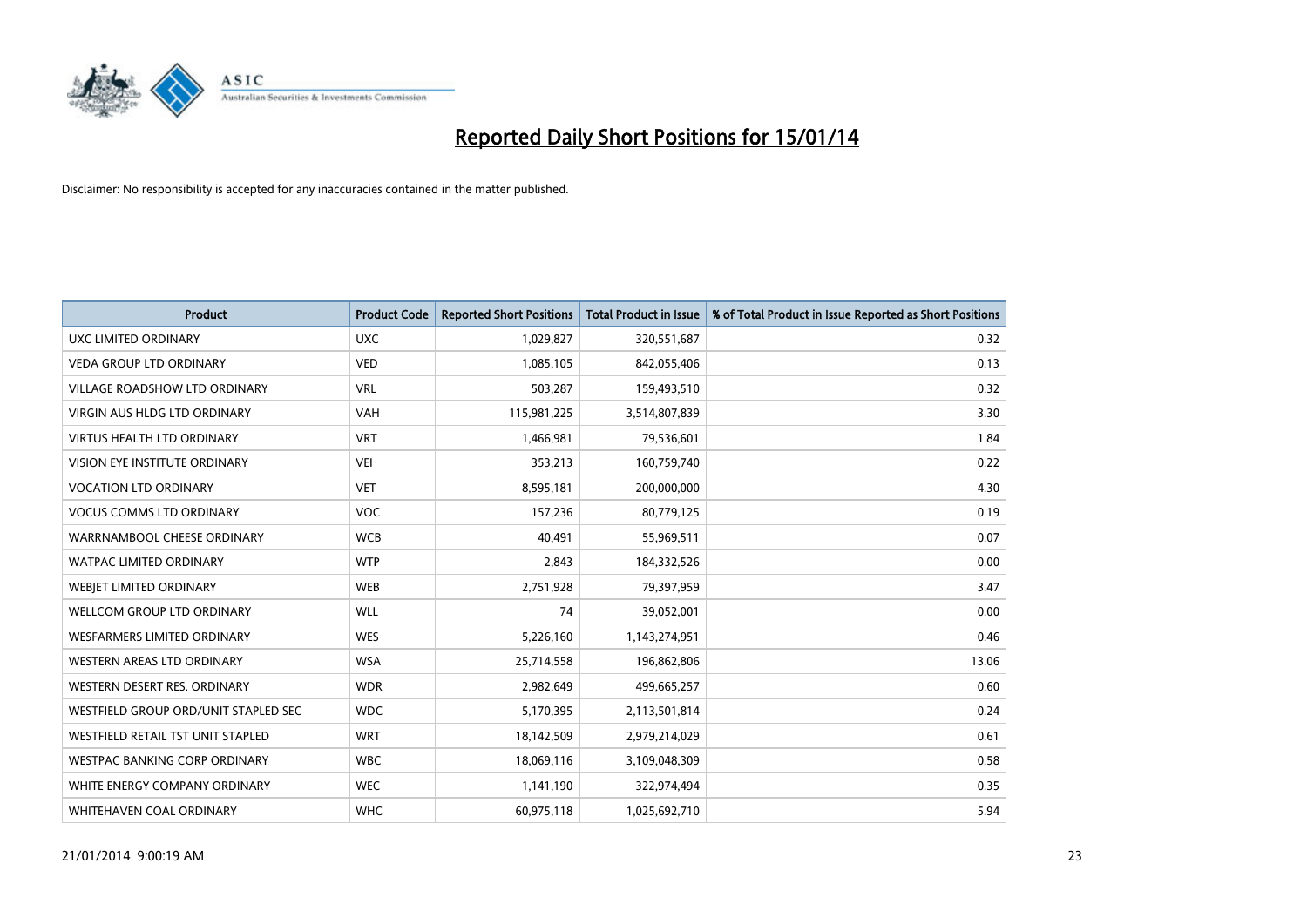# Reported Daily Short Positions for 15/01/14

Disclaimer: No responsibility is accepted for any inaccuracies contained in the matter published.

| Product | Product Code | Reported Short Positions | Total Product in Issue | % of Total Product in Issue Reported as Short Positions |
|---|---|---|---|---|
| UXC LIMITED ORDINARY | UXC | 1,029,827 | 320,551,687 | 0.32 |
| VEDA GROUP LTD ORDINARY | VED | 1,085,105 | 842,055,406 | 0.13 |
| VILLAGE ROADSHOW LTD ORDINARY | VRL | 503,287 | 159,493,510 | 0.32 |
| VIRGIN AUS HLDG LTD ORDINARY | VAH | 115,981,225 | 3,514,807,839 | 3.30 |
| VIRTUS HEALTH LTD ORDINARY | VRT | 1,466,981 | 79,536,601 | 1.84 |
| VISION EYE INSTITUTE ORDINARY | VEI | 353,213 | 160,759,740 | 0.22 |
| VOCATION LTD ORDINARY | VET | 8,595,181 | 200,000,000 | 4.30 |
| VOCUS COMMS LTD ORDINARY | VOC | 157,236 | 80,779,125 | 0.19 |
| WARRNAMBOOL CHEESE ORDINARY | WCB | 40,491 | 55,969,511 | 0.07 |
| WATPAC LIMITED ORDINARY | WTP | 2,843 | 184,332,526 | 0.00 |
| WEBJET LIMITED ORDINARY | WEB | 2,751,928 | 79,397,959 | 3.47 |
| WELLCOM GROUP LTD ORDINARY | WLL | 74 | 39,052,001 | 0.00 |
| WESFARMERS LIMITED ORDINARY | WES | 5,226,160 | 1,143,274,951 | 0.46 |
| WESTERN AREAS LTD ORDINARY | WSA | 25,714,558 | 196,862,806 | 13.06 |
| WESTERN DESERT RES. ORDINARY | WDR | 2,982,649 | 499,665,257 | 0.60 |
| WESTFIELD GROUP ORD/UNIT STAPLED SEC | WDC | 5,170,395 | 2,113,501,814 | 0.24 |
| WESTFIELD RETAIL TST UNIT STAPLED | WRT | 18,142,509 | 2,979,214,029 | 0.61 |
| WESTPAC BANKING CORP ORDINARY | WBC | 18,069,116 | 3,109,048,309 | 0.58 |
| WHITE ENERGY COMPANY ORDINARY | WEC | 1,141,190 | 322,974,494 | 0.35 |
| WHITEHAVEN COAL ORDINARY | WHC | 60,975,118 | 1,025,692,710 | 5.94 |

21/01/2014 9:00:19 AM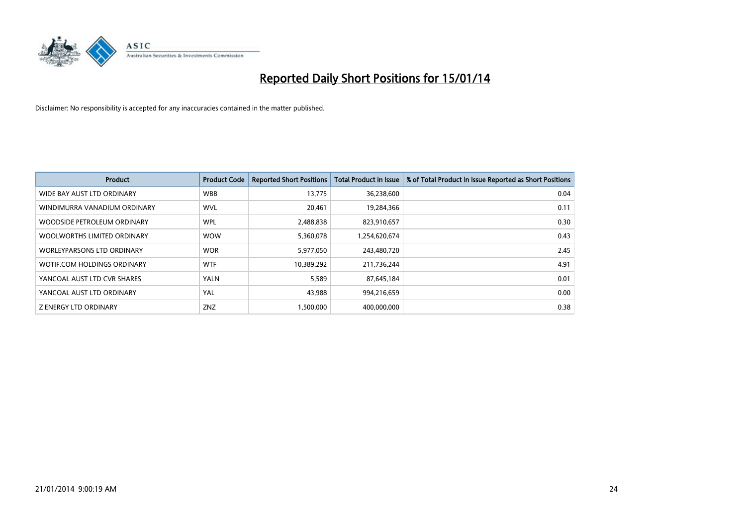# Reported Daily Short Positions for 15/01/14

Disclaimer: No responsibility is accepted for any inaccuracies contained in the matter published.

| Product | Product Code | Reported Short Positions | Total Product in Issue | % of Total Product in Issue Reported as Short Positions |
|---|---|---|---|---|
| WIDE BAY AUST LTD ORDINARY | WBB | 13,775 | 36,238,600 | 0.04 |
| WINDIMURRA VANADIUM ORDINARY | WVL | 20,461 | 19,284,366 | 0.11 |
| WOODSIDE PETROLEUM ORDINARY | WPL | 2,488,838 | 823,910,657 | 0.30 |
| WOOLWORTHS LIMITED ORDINARY | WOW | 5,360,078 | 1,254,620,674 | 0.43 |
| WORLEYPARSONS LTD ORDINARY | WOR | 5,977,050 | 243,480,720 | 2.45 |
| WOTIF.COM HOLDINGS ORDINARY | WTF | 10,389,292 | 211,736,244 | 4.91 |
| YANCOAL AUST LTD CVR SHARES | YALN | 5,589 | 87,645,184 | 0.01 |
| YANCOAL AUST LTD ORDINARY | YAL | 43,988 | 994,216,659 | 0.00 |
| Z ENERGY LTD ORDINARY | ZNZ | 1,500,000 | 400,000,000 | 0.38 |

21/01/2014 9:00:19 AM